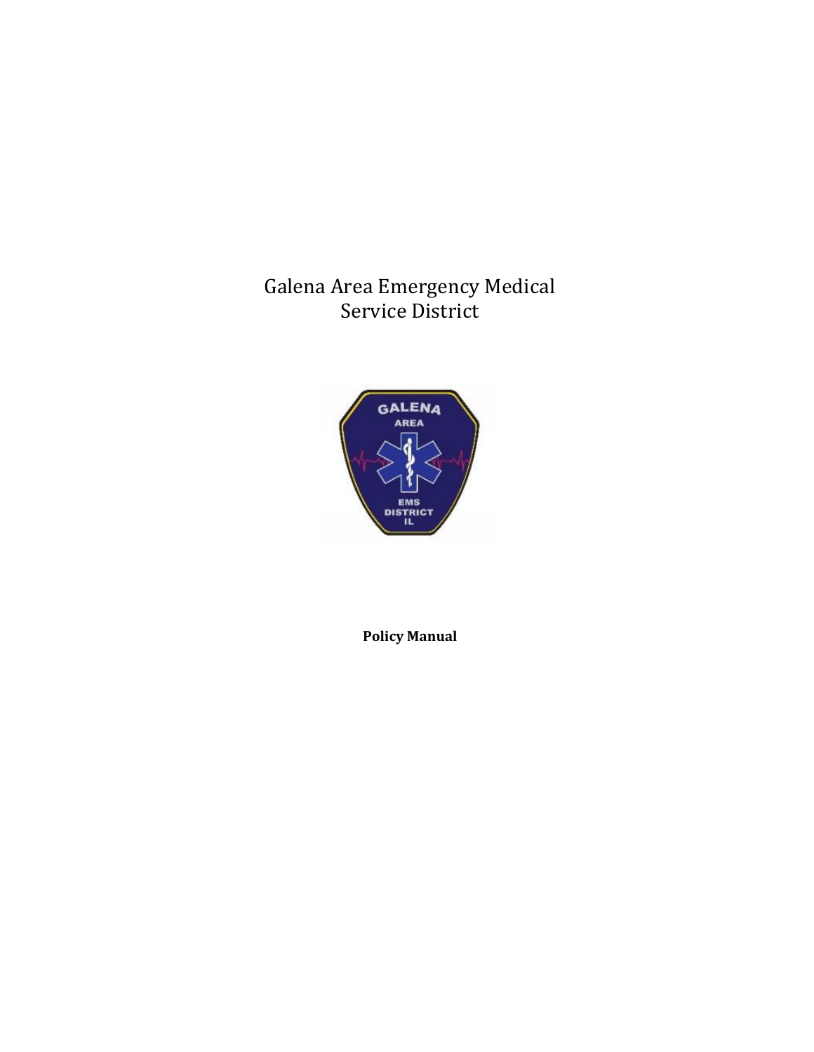# Galena Area Emergency Medical Service District

**Policy Manual**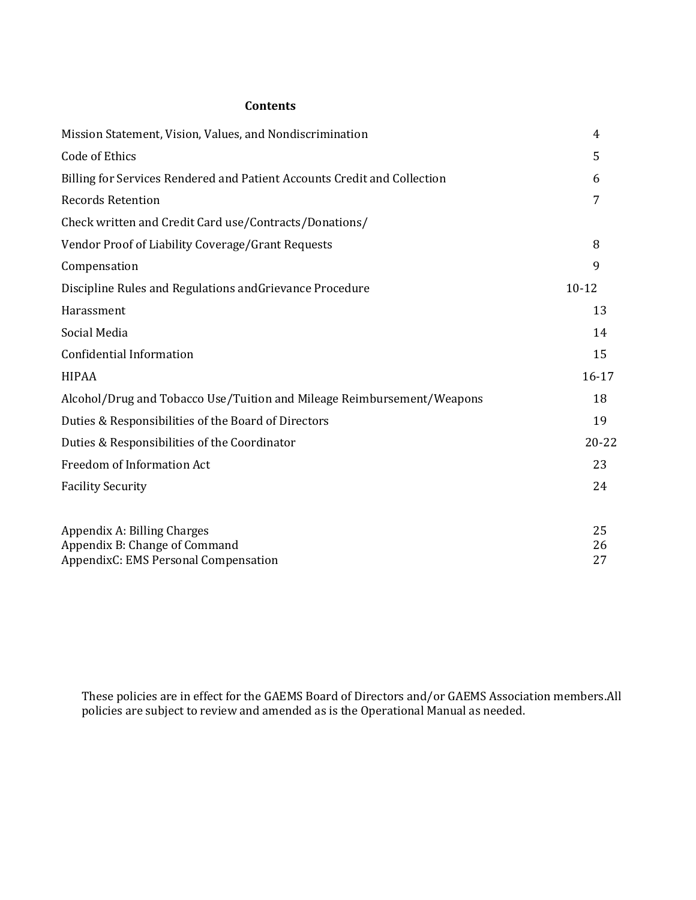## Contents

| | |
|---|---|
| Mission Statement, Vision, Values, and Nondiscrimination | 4 |
| Code of Ethics | 5 |
| Billing for Services Rendered and Patient Accounts Credit and Collection | 6 |
| Records Retention | 7 |
| Check written and Credit Card use/Contracts/Donations/ | |
| Vendor Proof of Liability Coverage/Grant Requests | 8 |
| Compensation | 9 |
| Discipline Rules and Regulations andGrievance Procedure | 10-12 |
| Harassment | 13 |
| Social Media | 14 |
| Confidential Information | 15 |
| HIPAA | 16-17 |
| Alcohol/Drug and Tobacco Use/Tuition and Mileage Reimbursement/Weapons | 18 |
| Duties & Responsibilities of the Board of Directors | 19 |
| Duties & Responsibilities of the Coordinator | 20-22 |
| Freedom of Information Act | 23 |
| Facility Security | 24 |
| | |
| Appendix A: Billing Charges | 25 |
| Appendix B: Change of Command | 26 |
| AppendixC: EMS Personal Compensation | 27 |

These policies are in effect for the GAEMS Board of Directors and/or GAEMS Association members.All policies are subject to review and amended as is the Operational Manual as needed.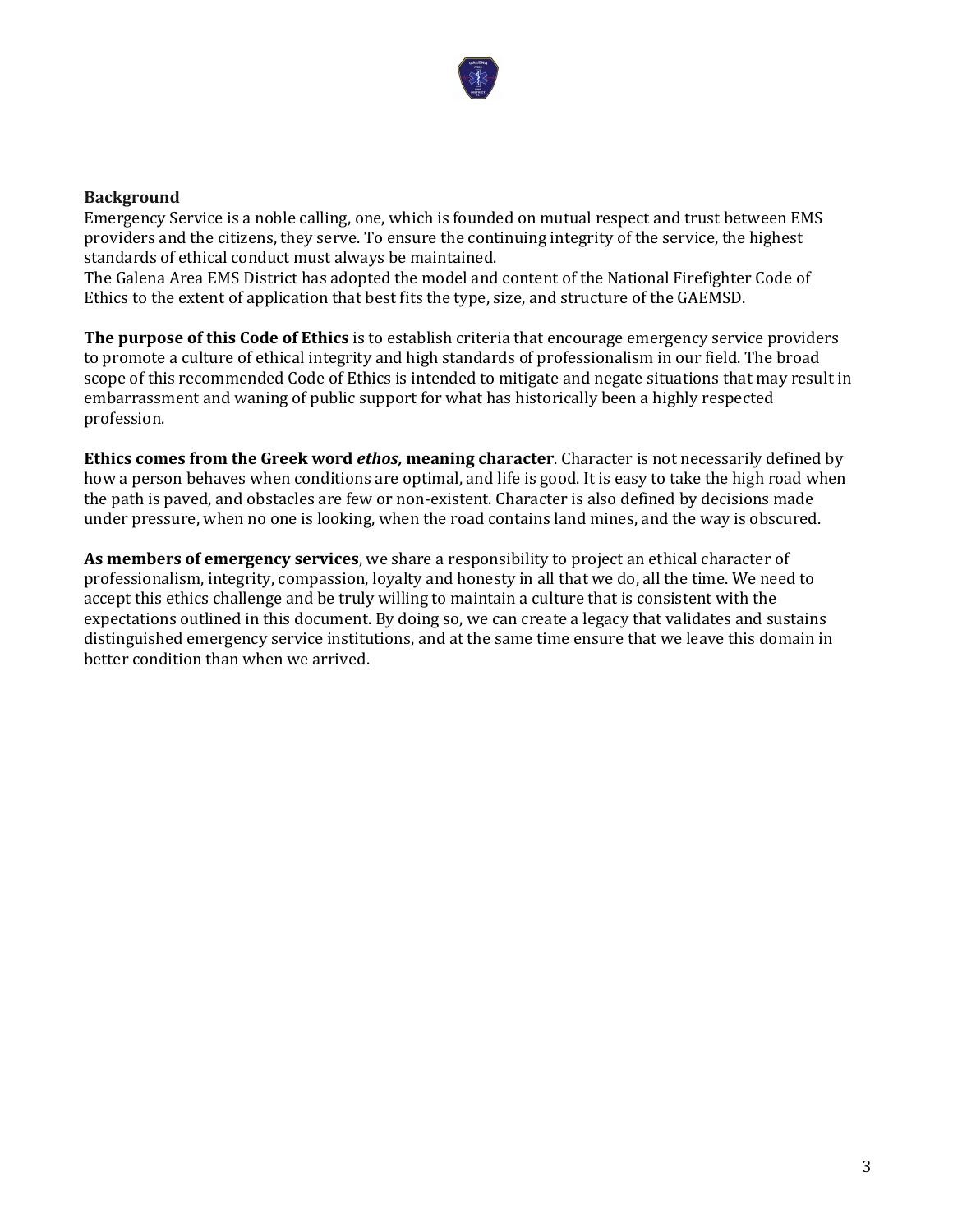**Background**

Emergency Service is a noble calling, one, which is founded on mutual respect and trust between EMS providers and the citizens, they serve. To ensure the continuing integrity of the service, the highest standards of ethical conduct must always be maintained.

The Galena Area EMS District has adopted the model and content of the National Firefighter Code of Ethics to the extent of application that best fits the type, size, and structure of the GAEMSD.

**The purpose of this Code of Ethics** is to establish criteria that encourage emergency service providers to promote a culture of ethical integrity and high standards of professionalism in our field. The broad scope of this recommended Code of Ethics is intended to mitigate and negate situations that may result in embarrassment and waning of public support for what has historically been a highly respected profession.

**Ethics comes from the Greek word *ethos,* meaning character**. Character is not necessarily defined by how a person behaves when conditions are optimal, and life is good. It is easy to take the high road when the path is paved, and obstacles are few or non-existent. Character is also defined by decisions made under pressure, when no one is looking, when the road contains land mines, and the way is obscured.

**As members of emergency services**, we share a responsibility to project an ethical character of professionalism, integrity, compassion, loyalty and honesty in all that we do, all the time. We need to accept this ethics challenge and be truly willing to maintain a culture that is consistent with the expectations outlined in this document. By doing so, we can create a legacy that validates and sustains distinguished emergency service institutions, and at the same time ensure that we leave this domain in better condition than when we arrived.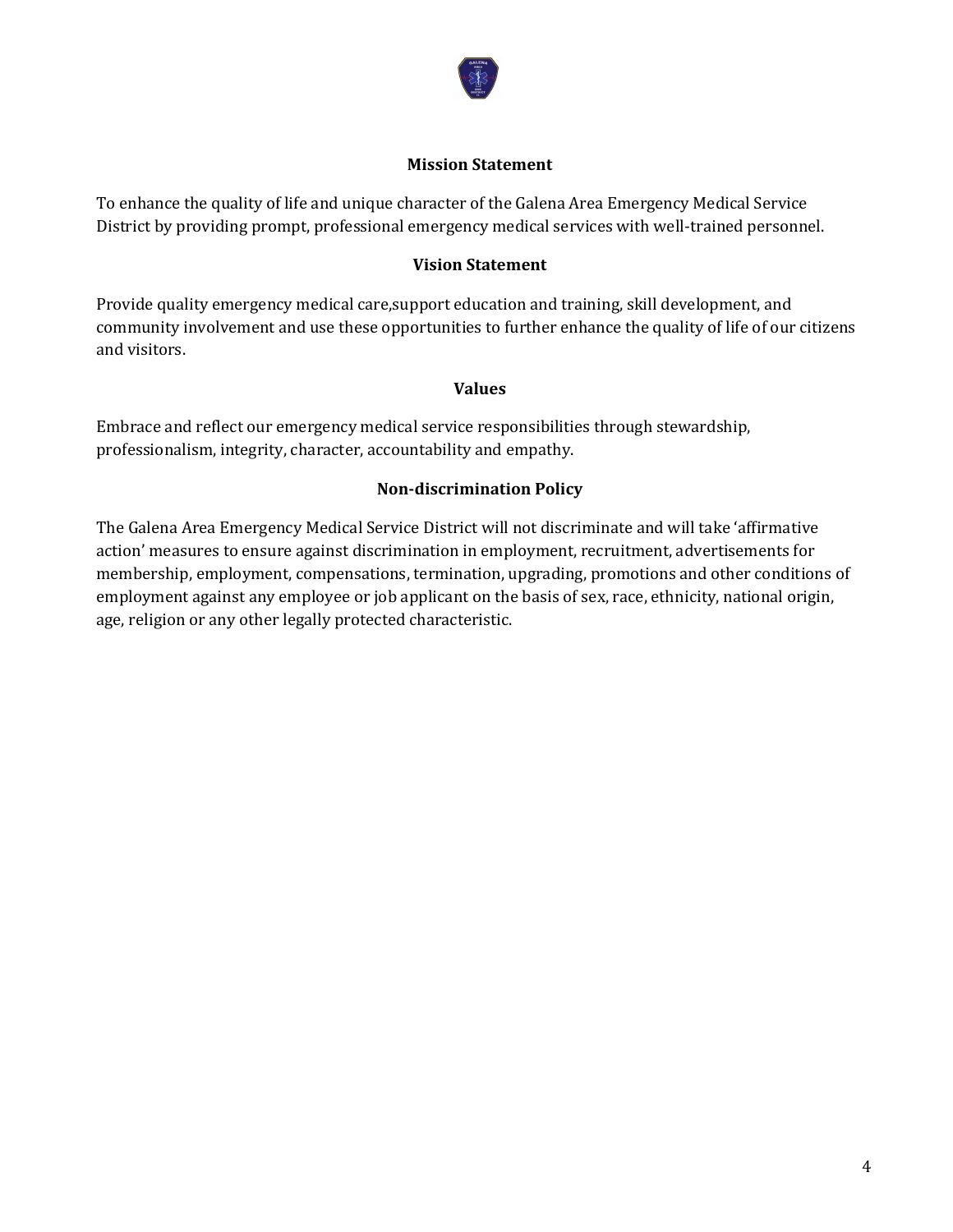## Mission Statement

To enhance the quality of life and unique character of the Galena Area Emergency Medical Service District by providing prompt, professional emergency medical services with well-trained personnel.

## Vision Statement

Provide quality emergency medical care,support education and training, skill development, and community involvement and use these opportunities to further enhance the quality of life of our citizens and visitors.

## Values

Embrace and reflect our emergency medical service responsibilities through stewardship, professionalism, integrity, character, accountability and empathy.

## Non-discrimination Policy

The Galena Area Emergency Medical Service District will not discriminate and will take 'affirmative action' measures to ensure against discrimination in employment, recruitment, advertisements for membership, employment, compensations, termination, upgrading, promotions and other conditions of employment against any employee or job applicant on the basis of sex, race, ethnicity, national origin, age, religion or any other legally protected characteristic.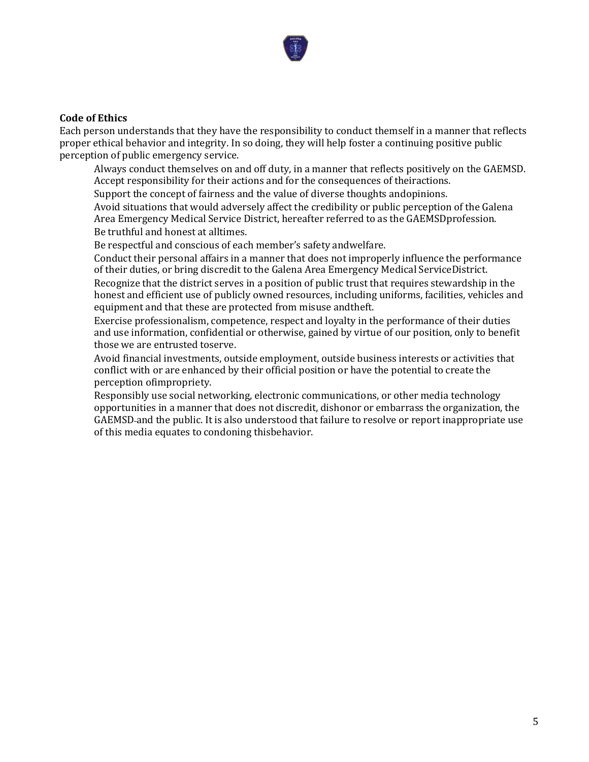**Code of Ethics**

Each person understands that they have the responsibility to conduct themself in a manner that reflects proper ethical behavior and integrity. In so doing, they will help foster a continuing positive public perception of public emergency service.

- Always conduct themselves on and off duty, in a manner that reflects positively on the GAEMSD.
- Accept responsibility for their actions and for the consequences of theiractions.
- Support the concept of fairness and the value of diverse thoughts andopinions.
- Avoid situations that would adversely affect the credibility or public perception of the Galena Area Emergency Medical Service District, hereafter referred to as the GAEMSDprofession.
- Be truthful and honest at alltimes.
- Be respectful and conscious of each member's safety andwelfare.
- Conduct their personal affairs in a manner that does not improperly influence the performance of their duties, or bring discredit to the Galena Area Emergency Medical ServiceDistrict.
- Recognize that the district serves in a position of public trust that requires stewardship in the honest and efficient use of publicly owned resources, including uniforms, facilities, vehicles and equipment and that these are protected from misuse andtheft.
- Exercise professionalism, competence, respect and loyalty in the performance of their duties and use information, confidential or otherwise, gained by virtue of our position, only to benefit those we are entrusted toserve.
- Avoid financial investments, outside employment, outside business interests or activities that conflict with or are enhanced by their official position or have the potential to create the perception ofimpropriety.
- Responsibly use social networking, electronic communications, or other media technology opportunities in a manner that does not discredit, dishonor or embarrass the organization, the GAEMSD and the public. It is also understood that failure to resolve or report inappropriate use of this media equates to condoning thisbehavior.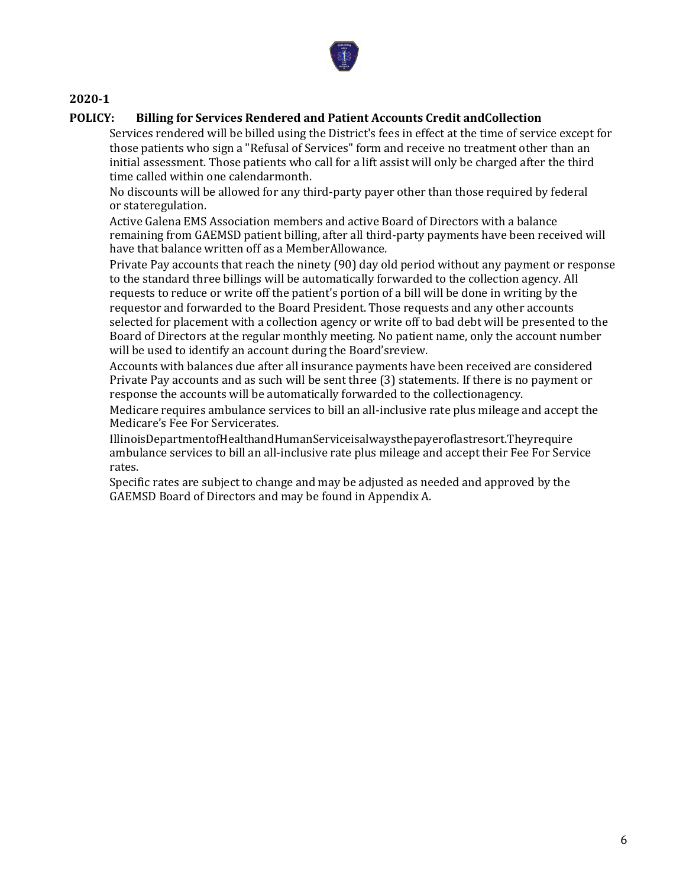**2020-1**

**POLICY: Billing for Services Rendered and Patient Accounts Credit andCollection**

Services rendered will be billed using the District's fees in effect at the time of service except for those patients who sign a "Refusal of Services" form and receive no treatment other than an initial assessment. Those patients who call for a lift assist will only be charged after the third time called within one calendarmonth.

No discounts will be allowed for any third-party payer other than those required by federal or stateregulation.

Active Galena EMS Association members and active Board of Directors with a balance remaining from GAEMSD patient billing, after all third-party payments have been received will have that balance written off as a MemberAllowance.

Private Pay accounts that reach the ninety (90) day old period without any payment or response to the standard three billings will be automatically forwarded to the collection agency. All requests to reduce or write off the patient's portion of a bill will be done in writing by the requestor and forwarded to the Board President. Those requests and any other accounts selected for placement with a collection agency or write off to bad debt will be presented to the Board of Directors at the regular monthly meeting. No patient name, only the account number will be used to identify an account during the Board'sreview.

Accounts with balances due after all insurance payments have been received are considered Private Pay accounts and as such will be sent three (3) statements. If there is no payment or response the accounts will be automatically forwarded to the collectionagency.

Medicare requires ambulance services to bill an all-inclusive rate plus mileage and accept the Medicare's Fee For Servicerates.

IllinoisDepartmentofHealthandHumanServiceisalwaysthepayeroflastresort.Theyrequire ambulance services to bill an all-inclusive rate plus mileage and accept their Fee For Service rates.

Specific rates are subject to change and may be adjusted as needed and approved by the GAEMSD Board of Directors and may be found in Appendix A.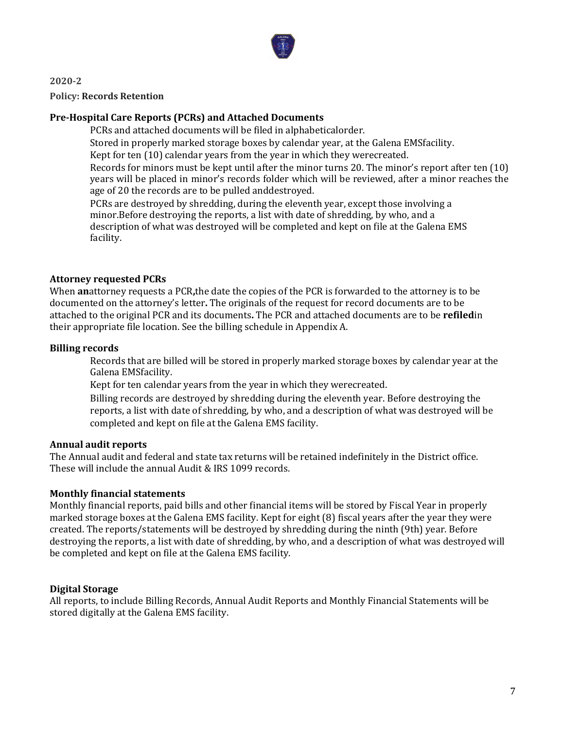**2020-2**

**Policy: Records Retention**

**Pre-Hospital Care Reports (PCRs) and Attached Documents**

PCRs and attached documents will be filed in alphabeticalorder.

Stored in properly marked storage boxes by calendar year, at the Galena EMSfacility.

Kept for ten (10) calendar years from the year in which they werecreated.

Records for minors must be kept until after the minor turns 20. The minor's report after ten (10) years will be placed in minor's records folder which will be reviewed, after a minor reaches the age of 20 the records are to be pulled anddestroyed.

PCRs are destroyed by shredding, during the eleventh year, except those involving a minor.Before destroying the reports, a list with date of shredding, by who, and a description of what was destroyed will be completed and kept on file at the Galena EMS facility.

**Attorney requested PCRs**

When **an**attorney requests a PCR**,**the date the copies of the PCR is forwarded to the attorney is to be documented on the attorney's letter**.** The originals of the request for record documents are to be attached to the original PCR and its documents**.** The PCR and attached documents are to be **refiled**in their appropriate file location. See the billing schedule in Appendix A.

**Billing records**

Records that are billed will be stored in properly marked storage boxes by calendar year at the Galena EMSfacility.

Kept for ten calendar years from the year in which they werecreated.

Billing records are destroyed by shredding during the eleventh year. Before destroying the reports, a list with date of shredding, by who, and a description of what was destroyed will be completed and kept on file at the Galena EMS facility.

**Annual audit reports**

The Annual audit and federal and state tax returns will be retained indefinitely in the District office. These will include the annual Audit & IRS 1099 records.

**Monthly financial statements**

Monthly financial reports, paid bills and other financial items will be stored by Fiscal Year in properly marked storage boxes at the Galena EMS facility. Kept for eight (8) fiscal years after the year they were created. The reports/statements will be destroyed by shredding during the ninth (9th) year. Before destroying the reports, a list with date of shredding, by who, and a description of what was destroyed will be completed and kept on file at the Galena EMS facility.

**Digital Storage**

All reports, to include Billing Records, Annual Audit Reports and Monthly Financial Statements will be stored digitally at the Galena EMS facility.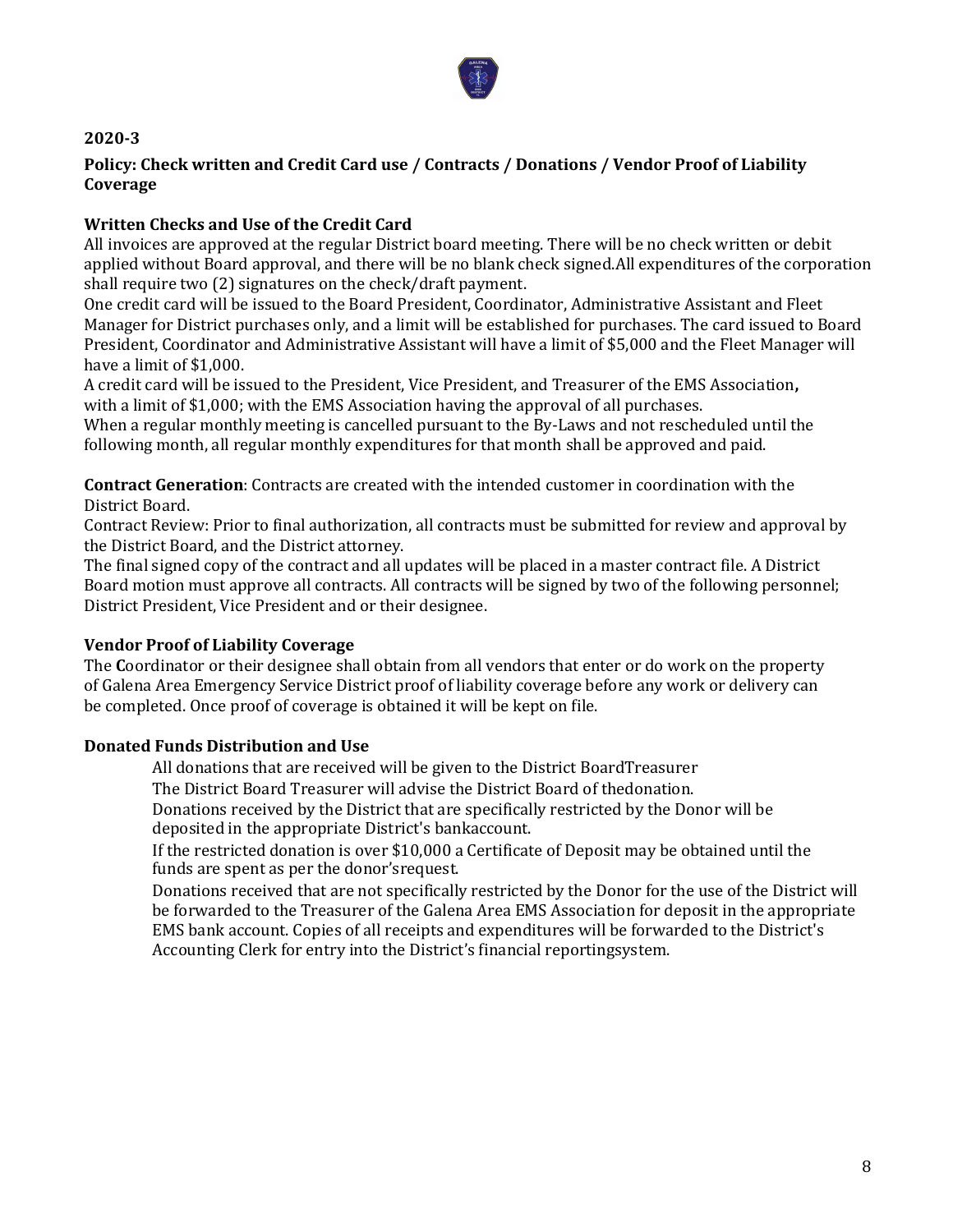## 2020-3

### Policy: Check written and Credit Card use / Contracts / Donations / Vendor Proof of Liability Coverage

**Written Checks and Use of the Credit Card**

All invoices are approved at the regular District board meeting. There will be no check written or debit applied without Board approval, and there will be no blank check signed.All expenditures of the corporation shall require two (2) signatures on the check/draft payment.

One credit card will be issued to the Board President, Coordinator, Administrative Assistant and Fleet Manager for District purchases only, and a limit will be established for purchases. The card issued to Board President, Coordinator and Administrative Assistant will have a limit of $5,000 and the Fleet Manager will have a limit of $1,000.

A credit card will be issued to the President, Vice President, and Treasurer of the EMS Association**,** with a limit of $1,000; with the EMS Association having the approval of all purchases.

When a regular monthly meeting is cancelled pursuant to the By-Laws and not rescheduled until the following month, all regular monthly expenditures for that month shall be approved and paid.

**Contract Generation**: Contracts are created with the intended customer in coordination with the District Board.

Contract Review: Prior to final authorization, all contracts must be submitted for review and approval by the District Board, and the District attorney.

The final signed copy of the contract and all updates will be placed in a master contract file. A District Board motion must approve all contracts. All contracts will be signed by two of the following personnel; District President, Vice President and or their designee.

**Vendor Proof of Liability Coverage**

The **C**oordinator or their designee shall obtain from all vendors that enter or do work on the property of Galena Area Emergency Service District proof of liability coverage before any work or delivery can be completed. Once proof of coverage is obtained it will be kept on file.

**Donated Funds Distribution and Use**

All donations that are received will be given to the District BoardTreasurer

The District Board Treasurer will advise the District Board of thedonation.

Donations received by the District that are specifically restricted by the Donor will be deposited in the appropriate District's bankaccount.

If the restricted donation is over $10,000 a Certificate of Deposit may be obtained until the funds are spent as per the donor'srequest.

Donations received that are not specifically restricted by the Donor for the use of the District will be forwarded to the Treasurer of the Galena Area EMS Association for deposit in the appropriate EMS bank account. Copies of all receipts and expenditures will be forwarded to the District's Accounting Clerk for entry into the District's financial reportingsystem.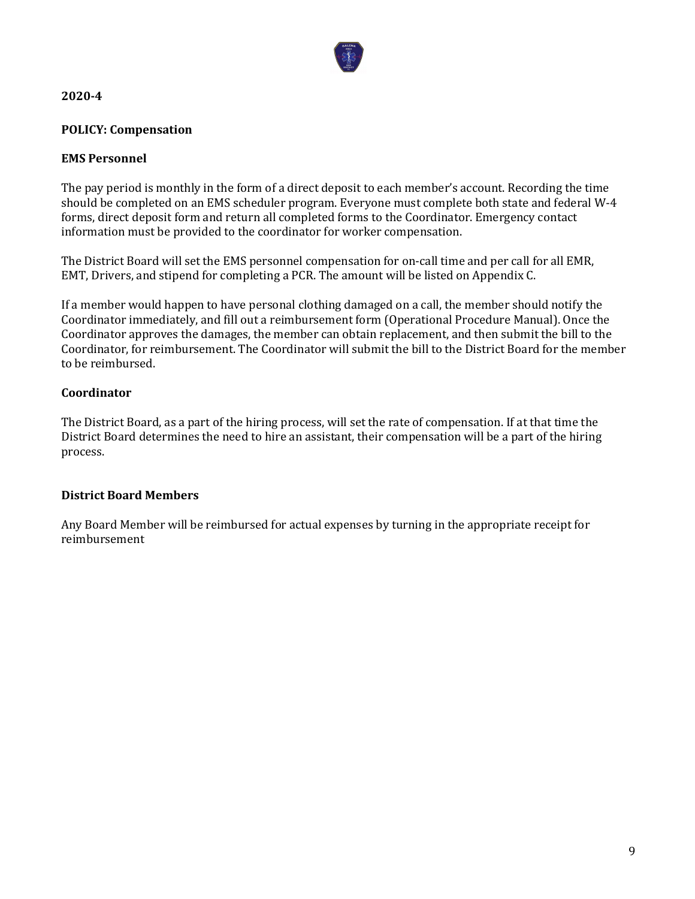**2020-4**

**POLICY: Compensation**

**EMS Personnel**

The pay period is monthly in the form of a direct deposit to each member's account. Recording the time should be completed on an EMS scheduler program. Everyone must complete both state and federal W-4 forms, direct deposit form and return all completed forms to the Coordinator. Emergency contact information must be provided to the coordinator for worker compensation.

The District Board will set the EMS personnel compensation for on-call time and per call for all EMR, EMT, Drivers, and stipend for completing a PCR. The amount will be listed on Appendix C.

If a member would happen to have personal clothing damaged on a call, the member should notify the Coordinator immediately, and fill out a reimbursement form (Operational Procedure Manual). Once the Coordinator approves the damages, the member can obtain replacement, and then submit the bill to the Coordinator, for reimbursement. The Coordinator will submit the bill to the District Board for the member to be reimbursed.

**Coordinator**

The District Board, as a part of the hiring process, will set the rate of compensation. If at that time the District Board determines the need to hire an assistant, their compensation will be a part of the hiring process.

**District Board Members**

Any Board Member will be reimbursed for actual expenses by turning in the appropriate receipt for reimbursement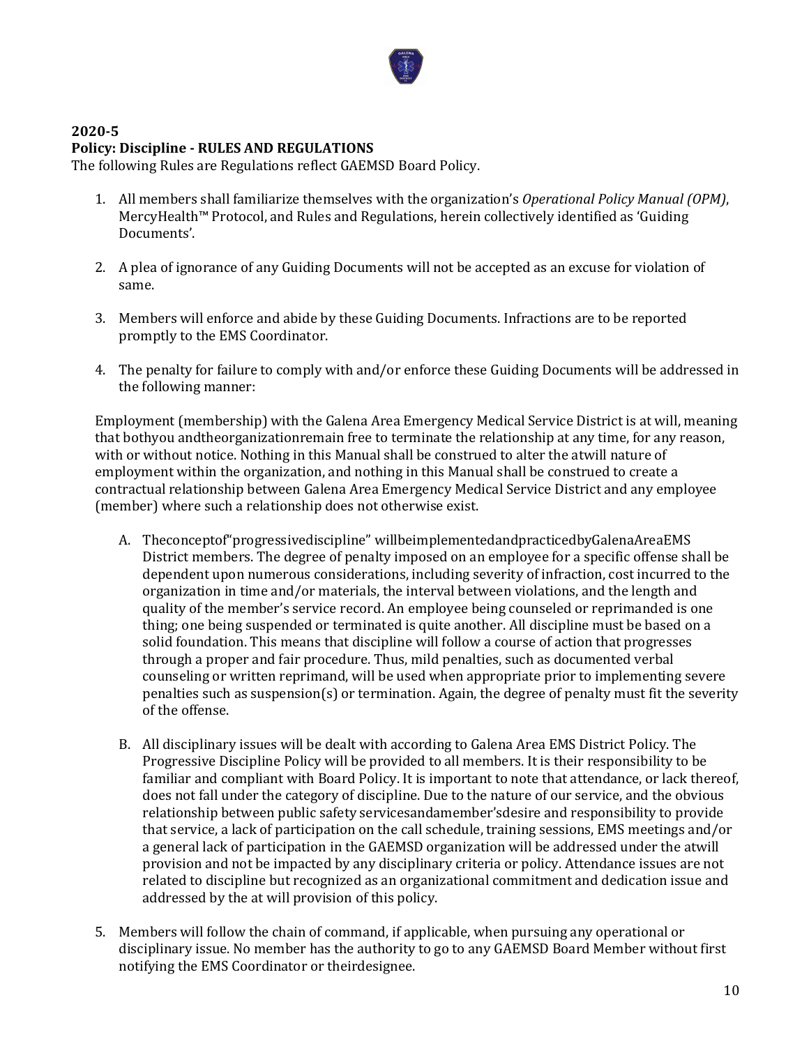**2020-5**
**Policy: Discipline - RULES AND REGULATIONS**
The following Rules are Regulations reflect GAEMSD Board Policy.

1. All members shall familiarize themselves with the organization's *Operational Policy Manual (OPM)*, MercyHealth™ Protocol, and Rules and Regulations, herein collectively identified as 'Guiding Documents'.

2. A plea of ignorance of any Guiding Documents will not be accepted as an excuse for violation of same.

3. Members will enforce and abide by these Guiding Documents. Infractions are to be reported promptly to the EMS Coordinator.

4. The penalty for failure to comply with and/or enforce these Guiding Documents will be addressed in the following manner:

Employment (membership) with the Galena Area Emergency Medical Service District is at will, meaning that bothyou andtheorganizationremain free to terminate the relationship at any time, for any reason, with or without notice. Nothing in this Manual shall be construed to alter the atwill nature of employment within the organization, and nothing in this Manual shall be construed to create a contractual relationship between Galena Area Emergency Medical Service District and any employee (member) where such a relationship does not otherwise exist.

   A. Theconceptof"progressivediscipline" willbeimplementedandpracticedbyGalenaAreaEMS District members. The degree of penalty imposed on an employee for a specific offense shall be dependent upon numerous considerations, including severity of infraction, cost incurred to the organization in time and/or materials, the interval between violations, and the length and quality of the member's service record. An employee being counseled or reprimanded is one thing; one being suspended or terminated is quite another. All discipline must be based on a solid foundation. This means that discipline will follow a course of action that progresses through a proper and fair procedure. Thus, mild penalties, such as documented verbal counseling or written reprimand, will be used when appropriate prior to implementing severe penalties such as suspension(s) or termination. Again, the degree of penalty must fit the severity of the offense.

   B. All disciplinary issues will be dealt with according to Galena Area EMS District Policy. The Progressive Discipline Policy will be provided to all members. It is their responsibility to be familiar and compliant with Board Policy. It is important to note that attendance, or lack thereof, does not fall under the category of discipline. Due to the nature of our service, and the obvious relationship between public safety servicesandamember'sdesire and responsibility to provide that service, a lack of participation on the call schedule, training sessions, EMS meetings and/or a general lack of participation in the GAEMSD organization will be addressed under the atwill provision and not be impacted by any disciplinary criteria or policy. Attendance issues are not related to discipline but recognized as an organizational commitment and dedication issue and addressed by the at will provision of this policy.

5. Members will follow the chain of command, if applicable, when pursuing any operational or disciplinary issue. No member has the authority to go to any GAEMSD Board Member without first notifying the EMS Coordinator or theirdesignee.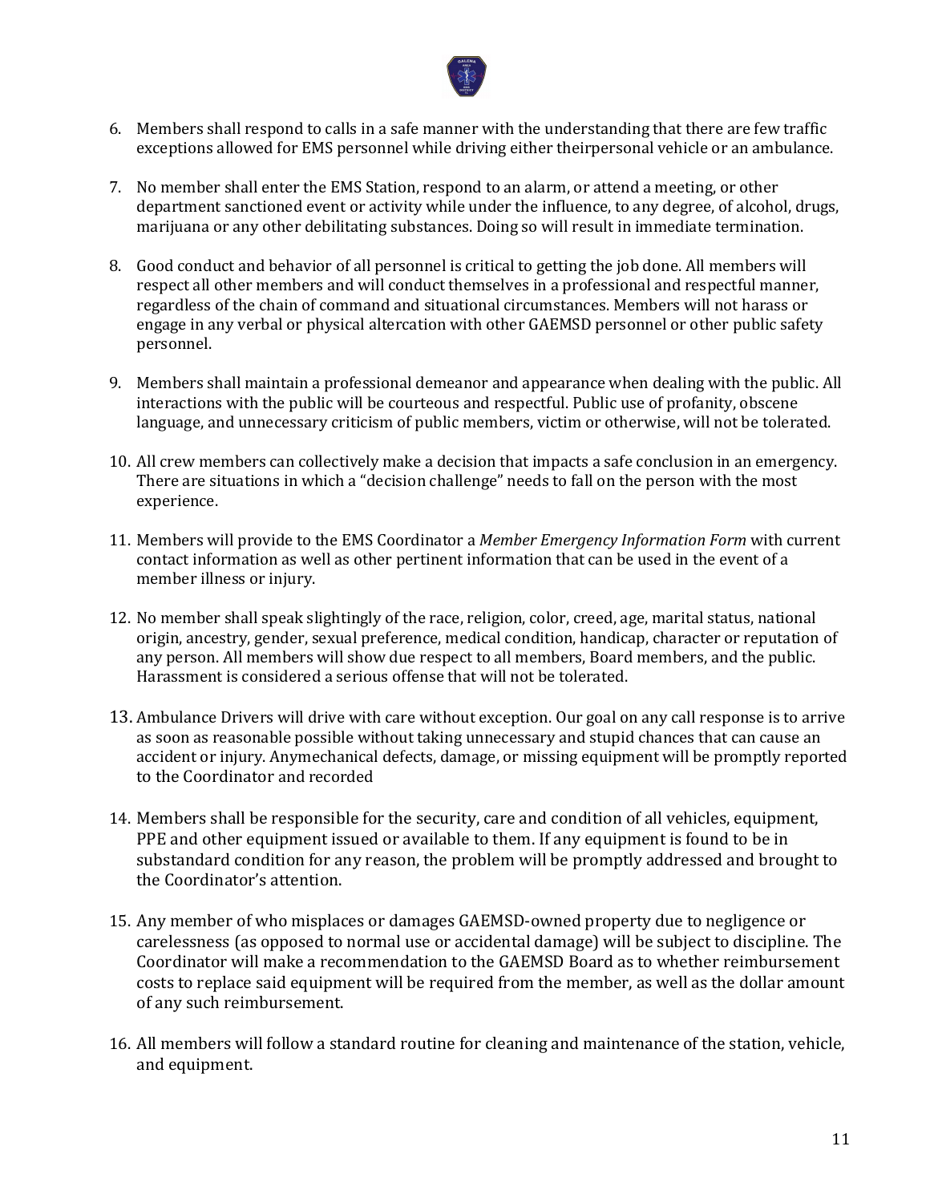6. Members shall respond to calls in a safe manner with the understanding that there are few traffic exceptions allowed for EMS personnel while driving either theirpersonal vehicle or an ambulance.

7. No member shall enter the EMS Station, respond to an alarm, or attend a meeting, or other department sanctioned event or activity while under the influence, to any degree, of alcohol, drugs, marijuana or any other debilitating substances. Doing so will result in immediate termination.

8. Good conduct and behavior of all personnel is critical to getting the job done. All members will respect all other members and will conduct themselves in a professional and respectful manner, regardless of the chain of command and situational circumstances. Members will not harass or engage in any verbal or physical altercation with other GAEMSD personnel or other public safety personnel.

9. Members shall maintain a professional demeanor and appearance when dealing with the public. All interactions with the public will be courteous and respectful. Public use of profanity, obscene language, and unnecessary criticism of public members, victim or otherwise, will not be tolerated.

10. All crew members can collectively make a decision that impacts a safe conclusion in an emergency. There are situations in which a "decision challenge" needs to fall on the person with the most experience.

11. Members will provide to the EMS Coordinator a *Member Emergency Information Form* with current contact information as well as other pertinent information that can be used in the event of a member illness or injury.

12. No member shall speak slightingly of the race, religion, color, creed, age, marital status, national origin, ancestry, gender, sexual preference, medical condition, handicap, character or reputation of any person. All members will show due respect to all members, Board members, and the public. Harassment is considered a serious offense that will not be tolerated.

13. Ambulance Drivers will drive with care without exception. Our goal on any call response is to arrive as soon as reasonable possible without taking unnecessary and stupid chances that can cause an accident or injury. Anymechanical defects, damage, or missing equipment will be promptly reported to the Coordinator and recorded

14. Members shall be responsible for the security, care and condition of all vehicles, equipment, PPE and other equipment issued or available to them. If any equipment is found to be in substandard condition for any reason, the problem will be promptly addressed and brought to the Coordinator's attention.

15. Any member of who misplaces or damages GAEMSD-owned property due to negligence or carelessness (as opposed to normal use or accidental damage) will be subject to discipline. The Coordinator will make a recommendation to the GAEMSD Board as to whether reimbursement costs to replace said equipment will be required from the member, as well as the dollar amount of any such reimbursement.

16. All members will follow a standard routine for cleaning and maintenance of the station, vehicle, and equipment.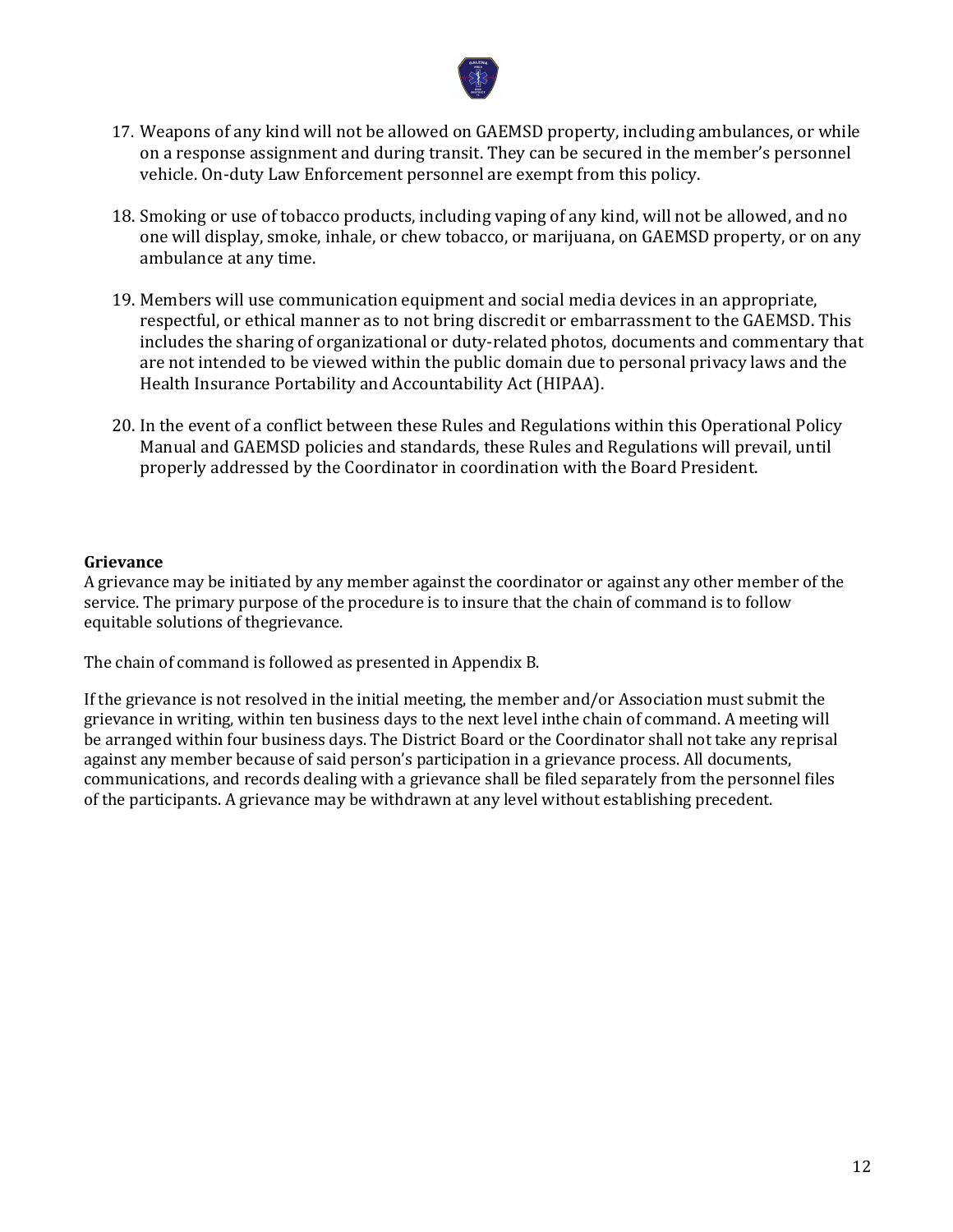17. Weapons of any kind will not be allowed on GAEMSD property, including ambulances, or while on a response assignment and during transit. They can be secured in the member's personnel vehicle. On-duty Law Enforcement personnel are exempt from this policy.

18. Smoking or use of tobacco products, including vaping of any kind, will not be allowed, and no one will display, smoke, inhale, or chew tobacco, or marijuana, on GAEMSD property, or on any ambulance at any time.

19. Members will use communication equipment and social media devices in an appropriate, respectful, or ethical manner as to not bring discredit or embarrassment to the GAEMSD. This includes the sharing of organizational or duty-related photos, documents and commentary that are not intended to be viewed within the public domain due to personal privacy laws and the Health Insurance Portability and Accountability Act (HIPAA).

20. In the event of a conflict between these Rules and Regulations within this Operational Policy Manual and GAEMSD policies and standards, these Rules and Regulations will prevail, until properly addressed by the Coordinator in coordination with the Board President.

**Grievance**

A grievance may be initiated by any member against the coordinator or against any other member of the service. The primary purpose of the procedure is to insure that the chain of command is to follow equitable solutions of thegrievance.

The chain of command is followed as presented in Appendix B.

If the grievance is not resolved in the initial meeting, the member and/or Association must submit the grievance in writing, within ten business days to the next level inthe chain of command. A meeting will be arranged within four business days. The District Board or the Coordinator shall not take any reprisal against any member because of said person's participation in a grievance process. All documents, communications, and records dealing with a grievance shall be filed separately from the personnel files of the participants. A grievance may be withdrawn at any level without establishing precedent.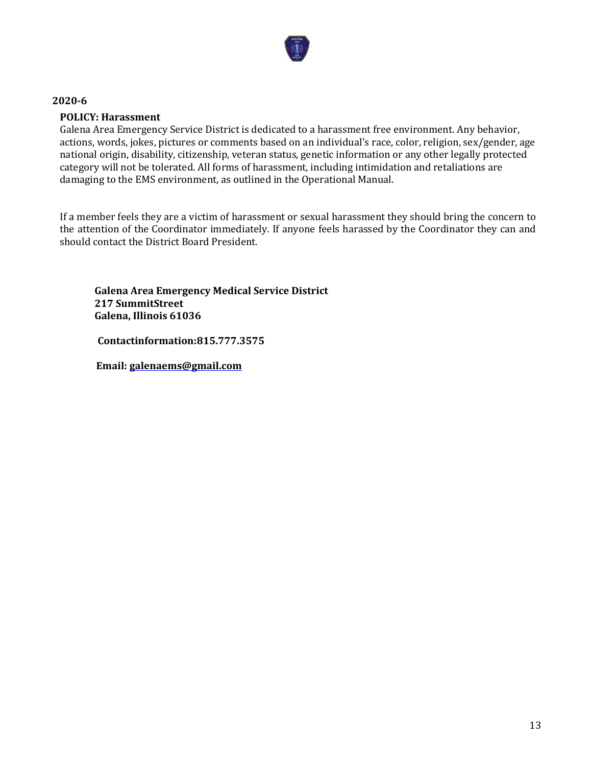**2020-6**

**POLICY: Harassment**

Galena Area Emergency Service District is dedicated to a harassment free environment. Any behavior, actions, words, jokes, pictures or comments based on an individual's race, color, religion, sex/gender, age national origin, disability, citizenship, veteran status, genetic information or any other legally protected category will not be tolerated. All forms of harassment, including intimidation and retaliations are damaging to the EMS environment, as outlined in the Operational Manual.

If a member feels they are a victim of harassment or sexual harassment they should bring the concern to the attention of the Coordinator immediately. If anyone feels harassed by the Coordinator they can and should contact the District Board President.

**Galena Area Emergency Medical Service District**
**217 SummitStreet**
**Galena, Illinois 61036**

**Contactinformation:815.777.3575**

**Email: galenaems@gmail.com**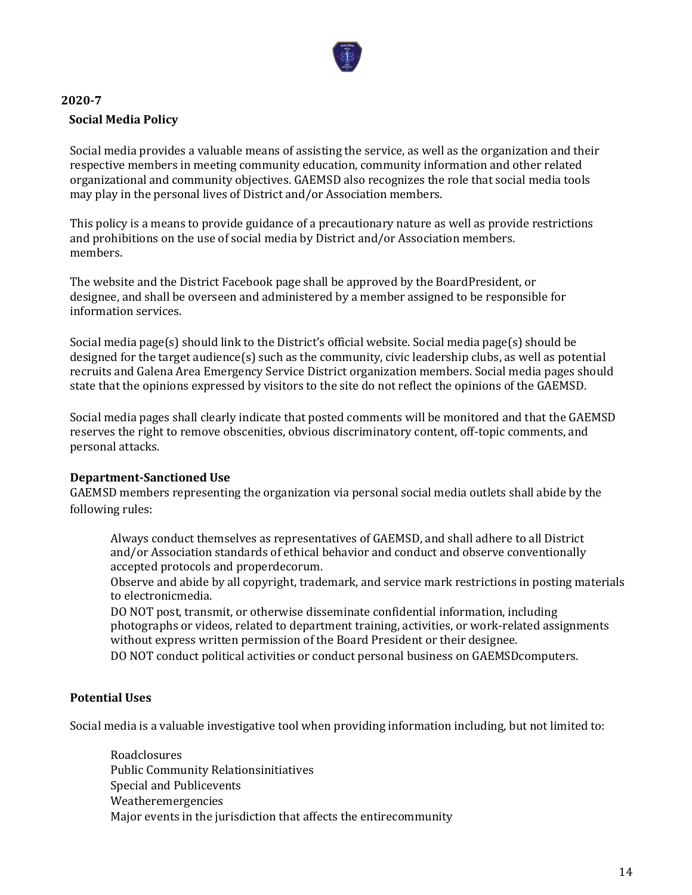## 2020-7

### Social Media Policy

Social media provides a valuable means of assisting the service, as well as the organization and their respective members in meeting community education, community information and other related organizational and community objectives. GAEMSD also recognizes the role that social media tools may play in the personal lives of District and/or Association members.

This policy is a means to provide guidance of a precautionary nature as well as provide restrictions and prohibitions on the use of social media by District and/or Association members. members.

The website and the District Facebook page shall be approved by the BoardPresident, or designee, and shall be overseen and administered by a member assigned to be responsible for information services.

Social media page(s) should link to the District's official website. Social media page(s) should be designed for the target audience(s) such as the community, civic leadership clubs, as well as potential recruits and Galena Area Emergency Service District organization members. Social media pages should state that the opinions expressed by visitors to the site do not reflect the opinions of the GAEMSD.

Social media pages shall clearly indicate that posted comments will be monitored and that the GAEMSD reserves the right to remove obscenities, obvious discriminatory content, off-topic comments, and personal attacks.

**Department-Sanctioned Use**

GAEMSD members representing the organization via personal social media outlets shall abide by the following rules:

- Always conduct themselves as representatives of GAEMSD, and shall adhere to all District and/or Association standards of ethical behavior and conduct and observe conventionally accepted protocols and properdecorum.
- Observe and abide by all copyright, trademark, and service mark restrictions in posting materials to electronicmedia.
- DO NOT post, transmit, or otherwise disseminate confidential information, including photographs or videos, related to department training, activities, or work-related assignments without express written permission of the Board President or their designee.
- DO NOT conduct political activities or conduct personal business on GAEMSDcomputers.

**Potential Uses**

Social media is a valuable investigative tool when providing information including, but not limited to:

- Roadclosures
- Public Community Relationsinitiatives
- Special and Publicevents
- Weatheremergencies
- Major events in the jurisdiction that affects the entirecommunity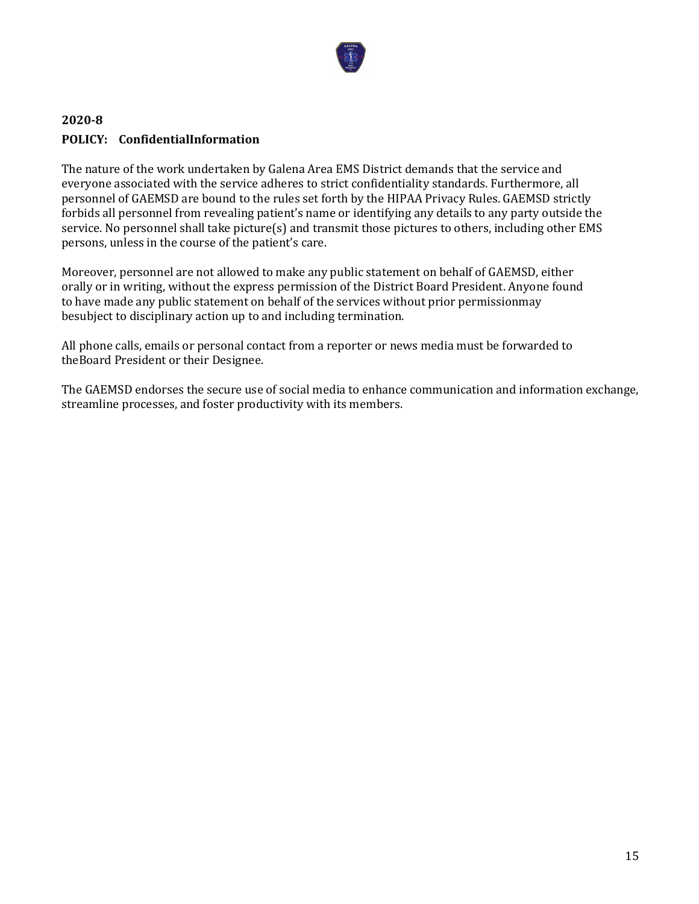**2020-8**

**POLICY: ConfidentialInformation**

The nature of the work undertaken by Galena Area EMS District demands that the service and everyone associated with the service adheres to strict confidentiality standards. Furthermore, all personnel of GAEMSD are bound to the rules set forth by the HIPAA Privacy Rules. GAEMSD strictly forbids all personnel from revealing patient's name or identifying any details to any party outside the service. No personnel shall take picture(s) and transmit those pictures to others, including other EMS persons, unless in the course of the patient's care.

Moreover, personnel are not allowed to make any public statement on behalf of GAEMSD, either orally or in writing, without the express permission of the District Board President. Anyone found to have made any public statement on behalf of the services without prior permissionmay besubject to disciplinary action up to and including termination.

All phone calls, emails or personal contact from a reporter or news media must be forwarded to theBoard President or their Designee.

The GAEMSD endorses the secure use of social media to enhance communication and information exchange, streamline processes, and foster productivity with its members.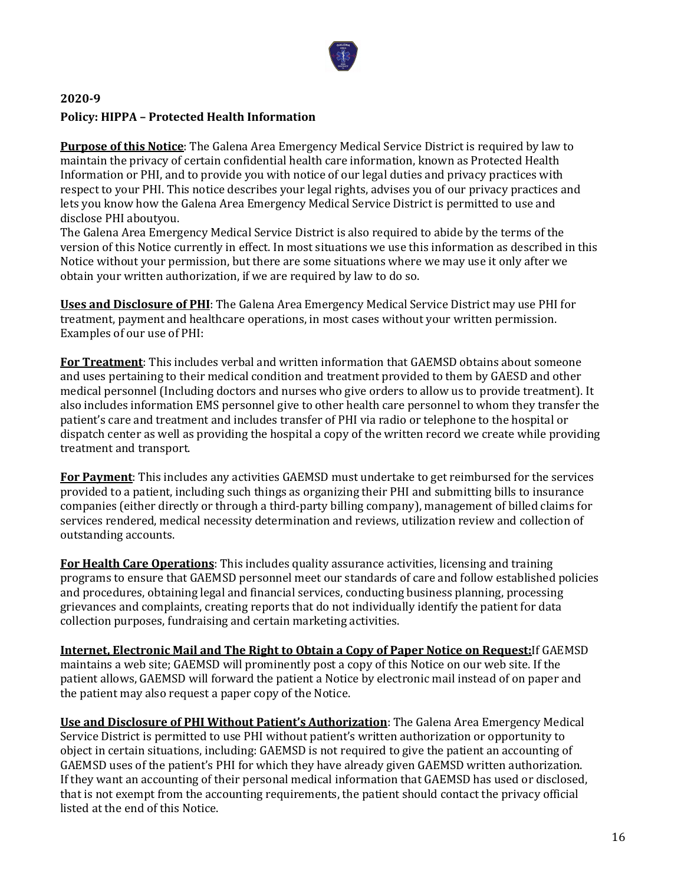**2020-9**

**Policy: HIPPA – Protected Health Information**

**<u>Purpose of this Notice</u>**: The Galena Area Emergency Medical Service District is required by law to maintain the privacy of certain confidential health care information, known as Protected Health Information or PHI, and to provide you with notice of our legal duties and privacy practices with respect to your PHI. This notice describes your legal rights, advises you of our privacy practices and lets you know how the Galena Area Emergency Medical Service District is permitted to use and disclose PHI aboutyou.

The Galena Area Emergency Medical Service District is also required to abide by the terms of the version of this Notice currently in effect. In most situations we use this information as described in this Notice without your permission, but there are some situations where we may use it only after we obtain your written authorization, if we are required by law to do so.

**<u>Uses and Disclosure of PHI</u>**: The Galena Area Emergency Medical Service District may use PHI for treatment, payment and healthcare operations, in most cases without your written permission. Examples of our use of PHI:

**<u>For Treatment</u>**: This includes verbal and written information that GAEMSD obtains about someone and uses pertaining to their medical condition and treatment provided to them by GAESD and other medical personnel (Including doctors and nurses who give orders to allow us to provide treatment). It also includes information EMS personnel give to other health care personnel to whom they transfer the patient's care and treatment and includes transfer of PHI via radio or telephone to the hospital or dispatch center as well as providing the hospital a copy of the written record we create while providing treatment and transport.

**<u>For Payment</u>**: This includes any activities GAEMSD must undertake to get reimbursed for the services provided to a patient, including such things as organizing their PHI and submitting bills to insurance companies (either directly or through a third-party billing company), management of billed claims for services rendered, medical necessity determination and reviews, utilization review and collection of outstanding accounts.

**<u>For Health Care Operations</u>**: This includes quality assurance activities, licensing and training programs to ensure that GAEMSD personnel meet our standards of care and follow established policies and procedures, obtaining legal and financial services, conducting business planning, processing grievances and complaints, creating reports that do not individually identify the patient for data collection purposes, fundraising and certain marketing activities.

**<u>Internet, Electronic Mail and The Right to Obtain a Copy of Paper Notice on Request:</u>**If GAEMSD maintains a web site; GAEMSD will prominently post a copy of this Notice on our web site. If the patient allows, GAEMSD will forward the patient a Notice by electronic mail instead of on paper and the patient may also request a paper copy of the Notice.

**<u>Use and Disclosure of PHI Without Patient's Authorization</u>**: The Galena Area Emergency Medical Service District is permitted to use PHI without patient's written authorization or opportunity to object in certain situations, including: GAEMSD is not required to give the patient an accounting of GAEMSD uses of the patient's PHI for which they have already given GAEMSD written authorization. If they want an accounting of their personal medical information that GAEMSD has used or disclosed, that is not exempt from the accounting requirements, the patient should contact the privacy official listed at the end of this Notice.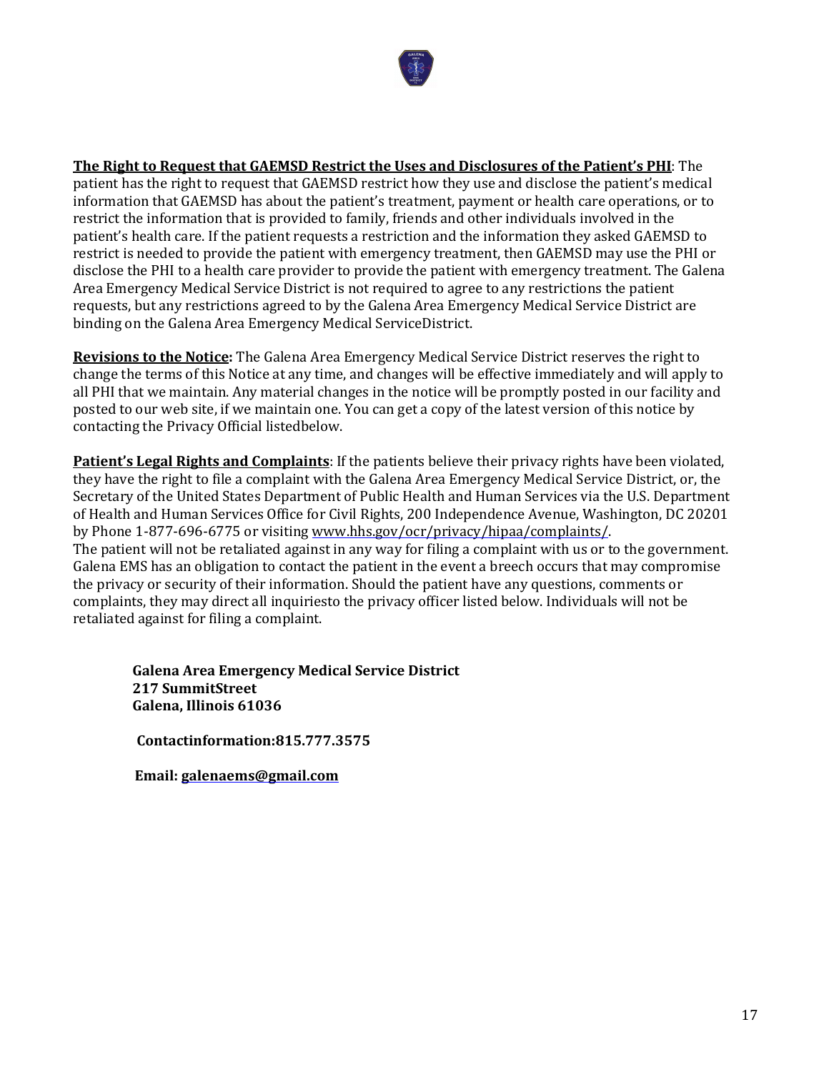**<u>The Right to Request that GAEMSD Restrict the Uses and Disclosures of the Patient's PHI</u>**: The patient has the right to request that GAEMSD restrict how they use and disclose the patient's medical information that GAEMSD has about the patient's treatment, payment or health care operations, or to restrict the information that is provided to family, friends and other individuals involved in the patient's health care. If the patient requests a restriction and the information they asked GAEMSD to restrict is needed to provide the patient with emergency treatment, then GAEMSD may use the PHI or disclose the PHI to a health care provider to provide the patient with emergency treatment. The Galena Area Emergency Medical Service District is not required to agree to any restrictions the patient requests, but any restrictions agreed to by the Galena Area Emergency Medical Service District are binding on the Galena Area Emergency Medical ServiceDistrict.

**<u>Revisions to the Notice:</u>** The Galena Area Emergency Medical Service District reserves the right to change the terms of this Notice at any time, and changes will be effective immediately and will apply to all PHI that we maintain. Any material changes in the notice will be promptly posted in our facility and posted to our web site, if we maintain one. You can get a copy of the latest version of this notice by contacting the Privacy Official listedbelow.

**<u>Patient's Legal Rights and Complaints</u>**: If the patients believe their privacy rights have been violated, they have the right to file a complaint with the Galena Area Emergency Medical Service District, or, the Secretary of the United States Department of Public Health and Human Services via the U.S. Department of Health and Human Services Office for Civil Rights, 200 Independence Avenue, Washington, DC 20201 by Phone 1-877-696-6775 or visiting [www.hhs.gov/ocr/privacy/hipaa/complaints/](www.hhs.gov/ocr/privacy/hipaa/complaints/).
The patient will not be retaliated against in any way for filing a complaint with us or to the government. Galena EMS has an obligation to contact the patient in the event a breech occurs that may compromise the privacy or security of their information. Should the patient have any questions, comments or complaints, they may direct all inquiriesto the privacy officer listed below. Individuals will not be retaliated against for filing a complaint.

**Galena Area Emergency Medical Service District**
**217 SummitStreet**
**Galena, Illinois 61036**

**Contactinformation:815.777.3575**

**Email: [galenaems@gmail.com](mailto:galenaems@gmail.com)**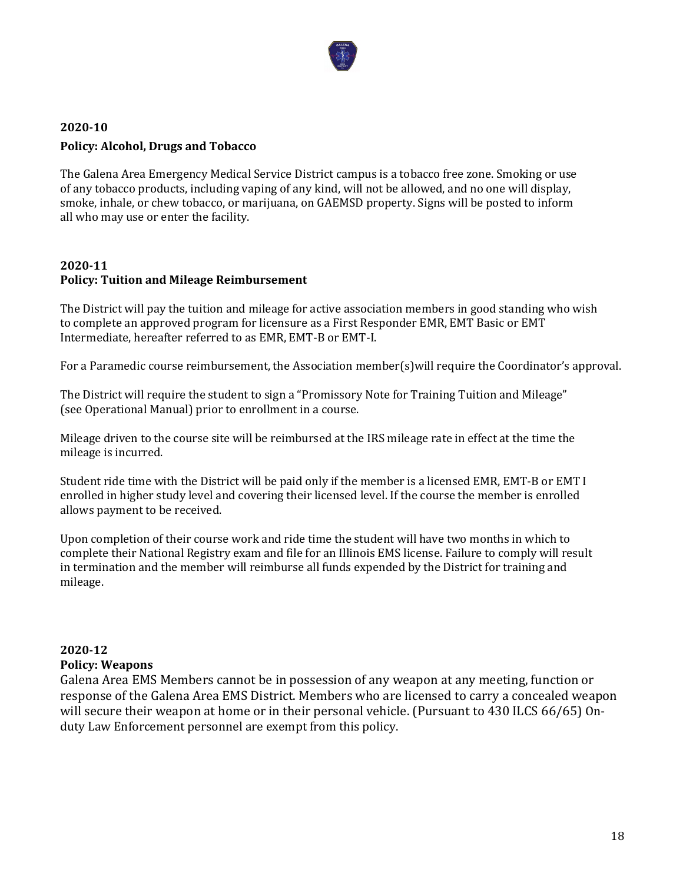**2020-10**

**Policy: Alcohol, Drugs and Tobacco**

The Galena Area Emergency Medical Service District campus is a tobacco free zone. Smoking or use of any tobacco products, including vaping of any kind, will not be allowed, and no one will display, smoke, inhale, or chew tobacco, or marijuana, on GAEMSD property. Signs will be posted to inform all who may use or enter the facility.

**2020-11**
**Policy: Tuition and Mileage Reimbursement**

The District will pay the tuition and mileage for active association members in good standing who wish to complete an approved program for licensure as a First Responder EMR, EMT Basic or EMT Intermediate, hereafter referred to as EMR, EMT-B or EMT-I.

For a Paramedic course reimbursement, the Association member(s)will require the Coordinator's approval.

The District will require the student to sign a "Promissory Note for Training Tuition and Mileage" (see Operational Manual) prior to enrollment in a course.

Mileage driven to the course site will be reimbursed at the IRS mileage rate in effect at the time the mileage is incurred.

Student ride time with the District will be paid only if the member is a licensed EMR, EMT-B or EMT I enrolled in higher study level and covering their licensed level. If the course the member is enrolled allows payment to be received.

Upon completion of their course work and ride time the student will have two months in which to complete their National Registry exam and file for an Illinois EMS license. Failure to comply will result in termination and the member will reimburse all funds expended by the District for training and mileage.

**2020-12**
**Policy: Weapons**

Galena Area EMS Members cannot be in possession of any weapon at any meeting, function or response of the Galena Area EMS District. Members who are licensed to carry a concealed weapon will secure their weapon at home or in their personal vehicle. (Pursuant to 430 ILCS 66/65) On-duty Law Enforcement personnel are exempt from this policy.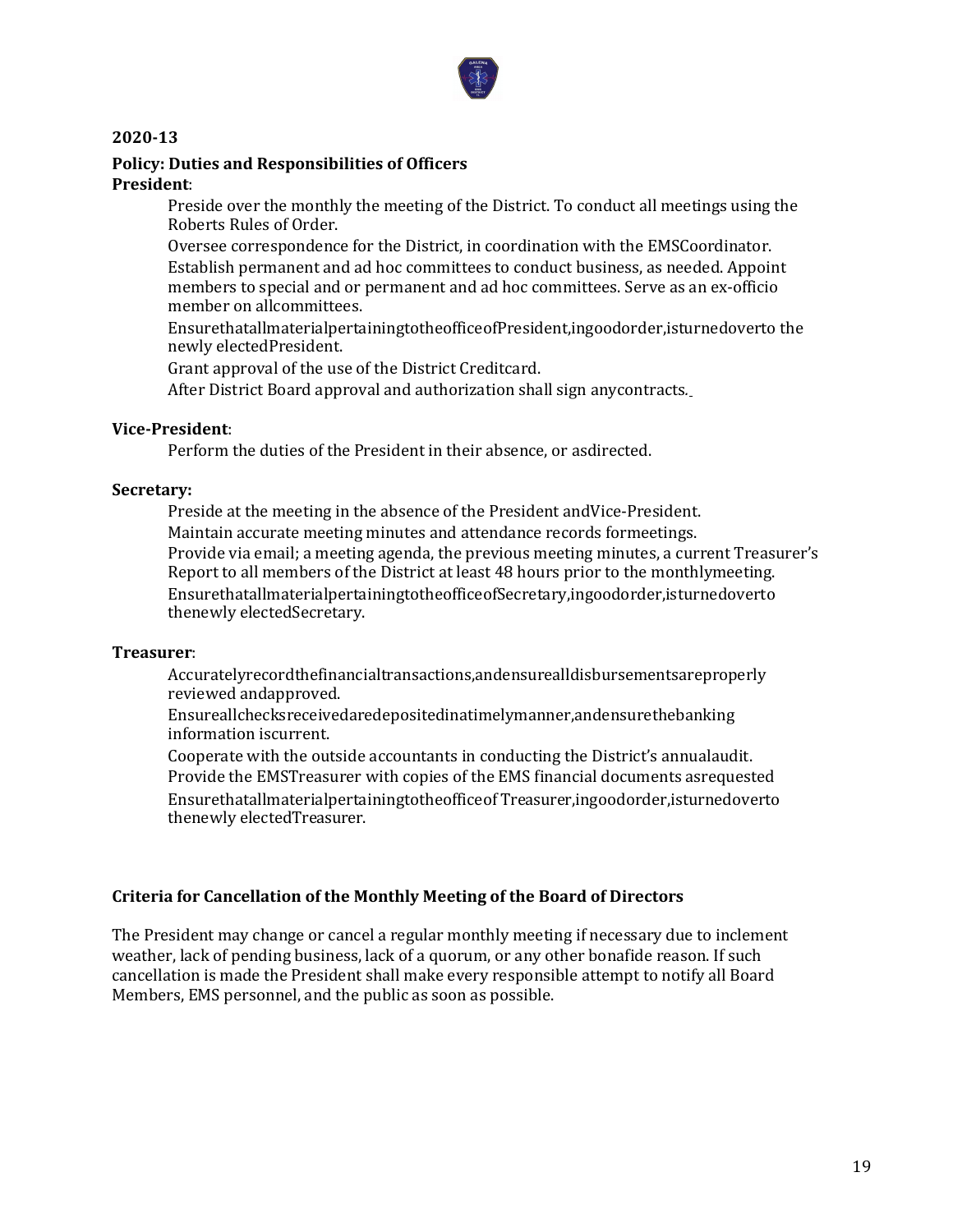**2020-13**

**Policy: Duties and Responsibilities of Officers**

**President**:

Preside over the monthly the meeting of the District. To conduct all meetings using the Roberts Rules of Order.

Oversee correspondence for the District, in coordination with the EMSCoordinator.

Establish permanent and ad hoc committees to conduct business, as needed. Appoint members to special and or permanent and ad hoc committees. Serve as an ex-officio member on allcommittees.

EnsurethatallmaterialpertainingtotheofficeofPresident,ingoodorder,isturnedoverto the newly electedPresident.

Grant approval of the use of the District Creditcard.

After District Board approval and authorization shall sign anycontracts.

**Vice-President**:

Perform the duties of the President in their absence, or asdirected.

**Secretary:**

Preside at the meeting in the absence of the President andVice-President.

Maintain accurate meeting minutes and attendance records formeetings.

Provide via email; a meeting agenda, the previous meeting minutes, a current Treasurer's Report to all members of the District at least 48 hours prior to the monthlymeeting.

EnsurethatallmaterialpertainingtotheofficeofSecretary,ingoodorder,isturnedoverto thenewly electedSecretary.

**Treasurer**:

Accuratelyrecordthefinancialtransactions,andensurealldisbursementsareproperly reviewed andapproved.

Ensureallchecksreceivedaredepositedinatimelymanner,andensurethebanking information iscurrent.

Cooperate with the outside accountants in conducting the District's annualaudit.

Provide the EMSTreasurer with copies of the EMS financial documents asrequested

Ensurethatallmaterialpertainingtotheofficeof Treasurer,ingoodorder,isturnedoverto thenewly electedTreasurer.

**Criteria for Cancellation of the Monthly Meeting of the Board of Directors**

The President may change or cancel a regular monthly meeting if necessary due to inclement weather, lack of pending business, lack of a quorum, or any other bonafide reason. If such cancellation is made the President shall make every responsible attempt to notify all Board Members, EMS personnel, and the public as soon as possible.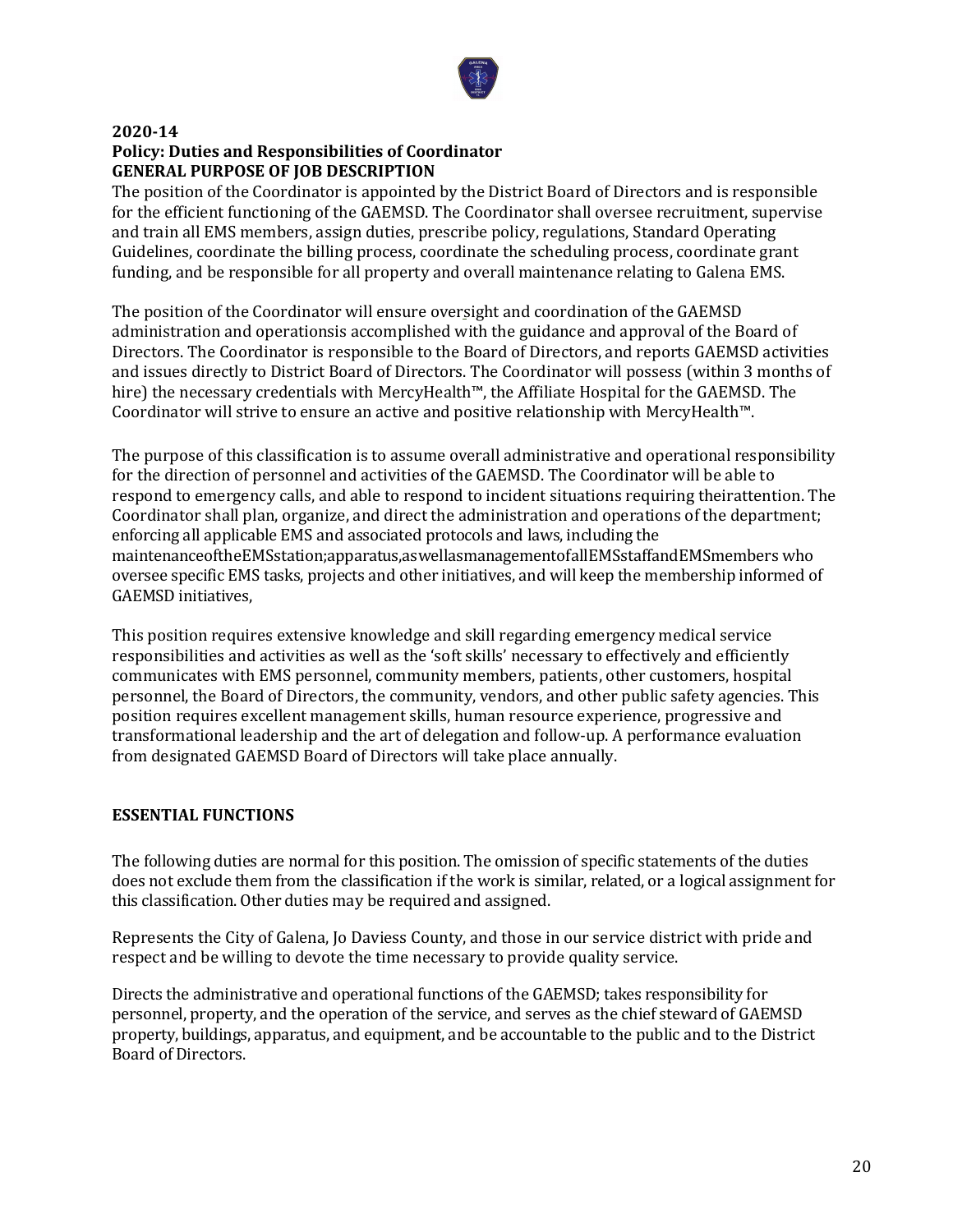**2020-14**
**Policy: Duties and Responsibilities of Coordinator**
**GENERAL PURPOSE OF JOB DESCRIPTION**

The position of the Coordinator is appointed by the District Board of Directors and is responsible for the efficient functioning of the GAEMSD. The Coordinator shall oversee recruitment, supervise and train all EMS members, assign duties, prescribe policy, regulations, Standard Operating Guidelines, coordinate the billing process, coordinate the scheduling process, coordinate grant funding, and be responsible for all property and overall maintenance relating to Galena EMS.

The position of the Coordinator will ensure oversight and coordination of the GAEMSD administration and operationsis accomplished with the guidance and approval of the Board of Directors. The Coordinator is responsible to the Board of Directors, and reports GAEMSD activities and issues directly to District Board of Directors. The Coordinator will possess (within 3 months of hire) the necessary credentials with MercyHealth™, the Affiliate Hospital for the GAEMSD. The Coordinator will strive to ensure an active and positive relationship with MercyHealth™.

The purpose of this classification is to assume overall administrative and operational responsibility for the direction of personnel and activities of the GAEMSD. The Coordinator will be able to respond to emergency calls, and able to respond to incident situations requiring theirattention. The Coordinator shall plan, organize, and direct the administration and operations of the department; enforcing all applicable EMS and associated protocols and laws, including the maintenanceoftheEMSstation;apparatus,aswellasmanagementofallEMSstaffandEMSmembers who oversee specific EMS tasks, projects and other initiatives, and will keep the membership informed of GAEMSD initiatives,

This position requires extensive knowledge and skill regarding emergency medical service responsibilities and activities as well as the 'soft skills' necessary to effectively and efficiently communicates with EMS personnel, community members, patients, other customers, hospital personnel, the Board of Directors, the community, vendors, and other public safety agencies. This position requires excellent management skills, human resource experience, progressive and transformational leadership and the art of delegation and follow-up. A performance evaluation from designated GAEMSD Board of Directors will take place annually.

**ESSENTIAL FUNCTIONS**

The following duties are normal for this position. The omission of specific statements of the duties does not exclude them from the classification if the work is similar, related, or a logical assignment for this classification. Other duties may be required and assigned.

Represents the City of Galena, Jo Daviess County, and those in our service district with pride and respect and be willing to devote the time necessary to provide quality service.

Directs the administrative and operational functions of the GAEMSD; takes responsibility for personnel, property, and the operation of the service, and serves as the chief steward of GAEMSD property, buildings, apparatus, and equipment, and be accountable to the public and to the District Board of Directors.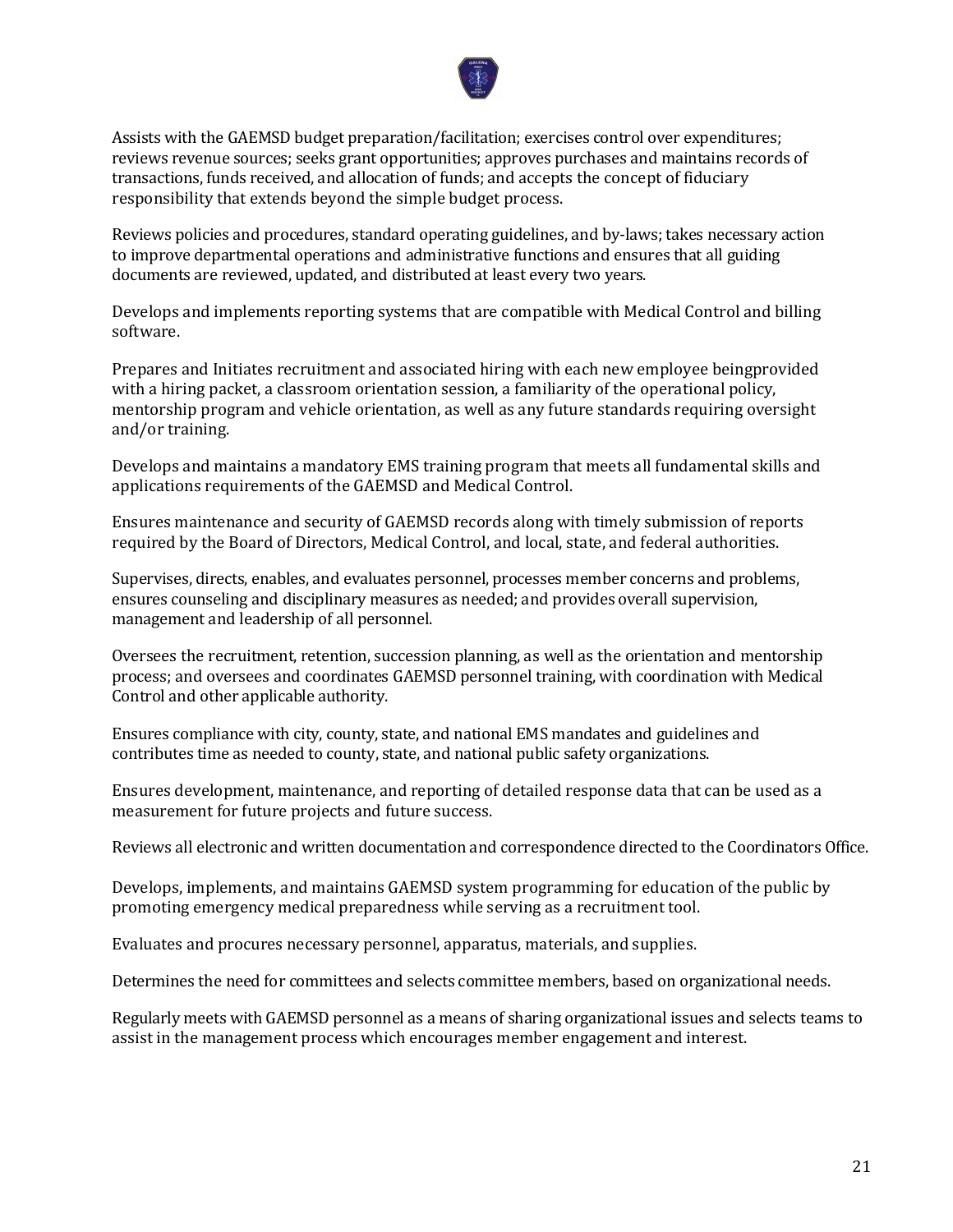Assists with the GAEMSD budget preparation/facilitation; exercises control over expenditures; reviews revenue sources; seeks grant opportunities; approves purchases and maintains records of transactions, funds received, and allocation of funds; and accepts the concept of fiduciary responsibility that extends beyond the simple budget process.

Reviews policies and procedures, standard operating guidelines, and by-laws; takes necessary action to improve departmental operations and administrative functions and ensures that all guiding documents are reviewed, updated, and distributed at least every two years.

Develops and implements reporting systems that are compatible with Medical Control and billing software.

Prepares and Initiates recruitment and associated hiring with each new employee beingprovided with a hiring packet, a classroom orientation session, a familiarity of the operational policy, mentorship program and vehicle orientation, as well as any future standards requiring oversight and/or training.

Develops and maintains a mandatory EMS training program that meets all fundamental skills and applications requirements of the GAEMSD and Medical Control.

Ensures maintenance and security of GAEMSD records along with timely submission of reports required by the Board of Directors, Medical Control, and local, state, and federal authorities.

Supervises, directs, enables, and evaluates personnel, processes member concerns and problems, ensures counseling and disciplinary measures as needed; and provides overall supervision, management and leadership of all personnel.

Oversees the recruitment, retention, succession planning, as well as the orientation and mentorship process; and oversees and coordinates GAEMSD personnel training, with coordination with Medical Control and other applicable authority.

Ensures compliance with city, county, state, and national EMS mandates and guidelines and contributes time as needed to county, state, and national public safety organizations.

Ensures development, maintenance, and reporting of detailed response data that can be used as a measurement for future projects and future success.

Reviews all electronic and written documentation and correspondence directed to the Coordinators Office.

Develops, implements, and maintains GAEMSD system programming for education of the public by promoting emergency medical preparedness while serving as a recruitment tool.

Evaluates and procures necessary personnel, apparatus, materials, and supplies.

Determines the need for committees and selects committee members, based on organizational needs.

Regularly meets with GAEMSD personnel as a means of sharing organizational issues and selects teams to assist in the management process which encourages member engagement and interest.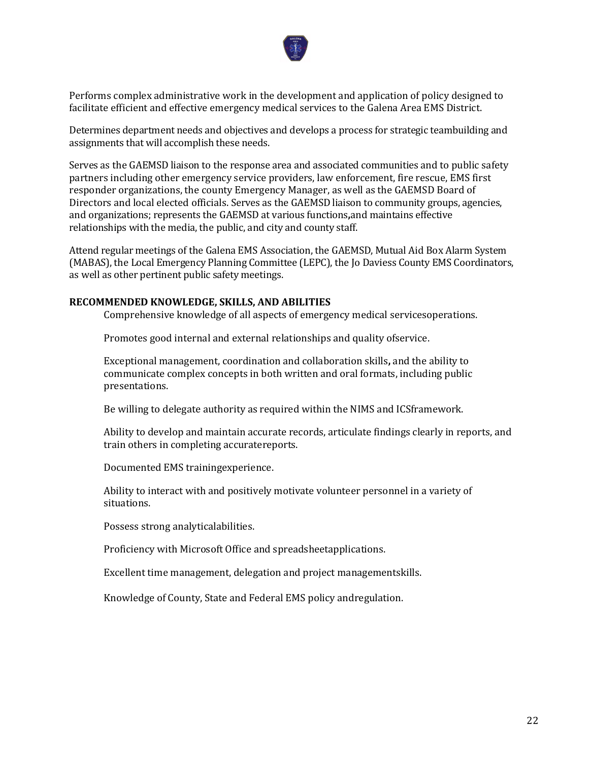Performs complex administrative work in the development and application of policy designed to facilitate efficient and effective emergency medical services to the Galena Area EMS District.

Determines department needs and objectives and develops a process for strategic teambuilding and assignments that will accomplish these needs.

Serves as the GAEMSD liaison to the response area and associated communities and to public safety partners including other emergency service providers, law enforcement, fire rescue, EMS first responder organizations, the county Emergency Manager, as well as the GAEMSD Board of Directors and local elected officials. Serves as the GAEMSD liaison to community groups, agencies, and organizations; represents the GAEMSD at various functions, and maintains effective relationships with the media, the public, and city and county staff.

Attend regular meetings of the Galena EMS Association, the GAEMSD, Mutual Aid Box Alarm System (MABAS), the Local Emergency Planning Committee (LEPC), the Jo Daviess County EMS Coordinators, as well as other pertinent public safety meetings.

**RECOMMENDED KNOWLEDGE, SKILLS, AND ABILITIES**

Comprehensive knowledge of all aspects of emergency medical servicesoperations.

Promotes good internal and external relationships and quality ofservice.

Exceptional management, coordination and collaboration skills, and the ability to communicate complex concepts in both written and oral formats, including public presentations.

Be willing to delegate authority as required within the NIMS and ICSframework.

Ability to develop and maintain accurate records, articulate findings clearly in reports, and train others in completing accuratereports.

Documented EMS trainingexperience.

Ability to interact with and positively motivate volunteer personnel in a variety of situations.

Possess strong analyticalabilities.

Proficiency with Microsoft Office and spreadsheetapplications.

Excellent time management, delegation and project managementskills.

Knowledge of County, State and Federal EMS policy andregulation.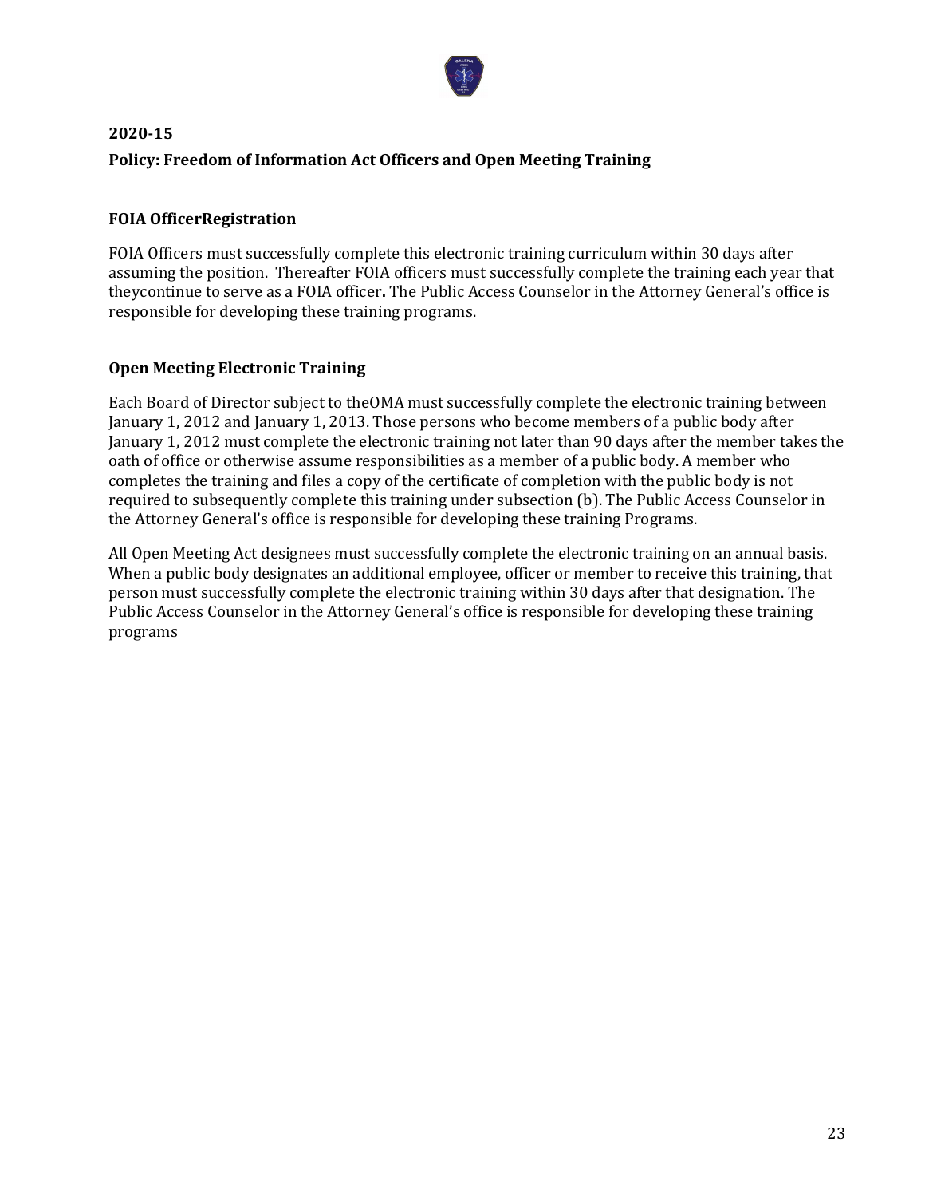**2020-15**

**Policy: Freedom of Information Act Officers and Open Meeting Training**

**FOIA OfficerRegistration**

FOIA Officers must successfully complete this electronic training curriculum within 30 days after assuming the position. Thereafter FOIA officers must successfully complete the training each year that theycontinue to serve as a FOIA officer**.** The Public Access Counselor in the Attorney General's office is responsible for developing these training programs.

**Open Meeting Electronic Training**

Each Board of Director subject to theOMA must successfully complete the electronic training between January 1, 2012 and January 1, 2013. Those persons who become members of a public body after January 1, 2012 must complete the electronic training not later than 90 days after the member takes the oath of office or otherwise assume responsibilities as a member of a public body. A member who completes the training and files a copy of the certificate of completion with the public body is not required to subsequently complete this training under subsection (b). The Public Access Counselor in the Attorney General's office is responsible for developing these training Programs.

All Open Meeting Act designees must successfully complete the electronic training on an annual basis. When a public body designates an additional employee, officer or member to receive this training, that person must successfully complete the electronic training within 30 days after that designation. The Public Access Counselor in the Attorney General's office is responsible for developing these training programs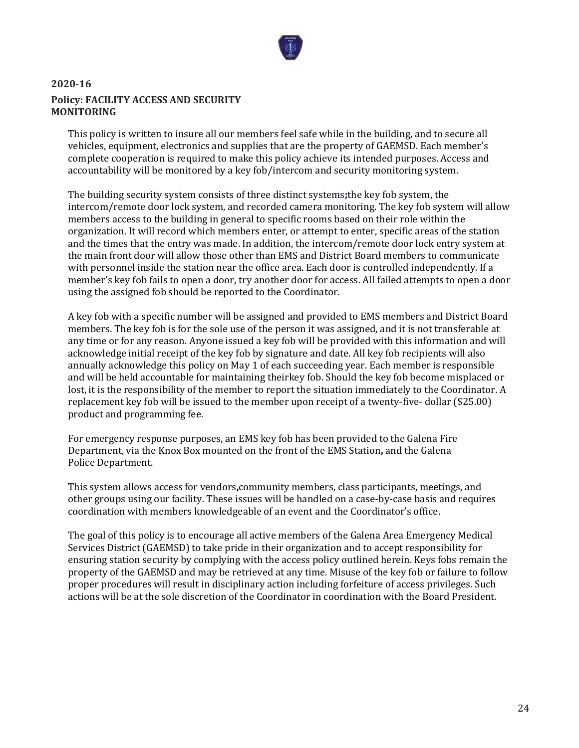## 2020-16

**Policy: FACILITY ACCESS AND SECURITY MONITORING**

This policy is written to insure all our members feel safe while in the building, and to secure all vehicles, equipment, electronics and supplies that are the property of GAEMSD. Each member's complete cooperation is required to make this policy achieve its intended purposes. Access and accountability will be monitored by a key fob/intercom and security monitoring system.

The building security system consists of three distinct systems;the key fob system, the intercom/remote door lock system, and recorded camera monitoring. The key fob system will allow members access to the building in general to specific rooms based on their role within the organization. It will record which members enter, or attempt to enter, specific areas of the station and the times that the entry was made. In addition, the intercom/remote door lock entry system at the main front door will allow those other than EMS and District Board members to communicate with personnel inside the station near the office area. Each door is controlled independently. If a member's key fob fails to open a door, try another door for access. All failed attempts to open a door using the assigned fob should be reported to the Coordinator.

A key fob with a specific number will be assigned and provided to EMS members and District Board members. The key fob is for the sole use of the person it was assigned, and it is not transferable at any time or for any reason. Anyone issued a key fob will be provided with this information and will acknowledge initial receipt of the key fob by signature and date. All key fob recipients will also annually acknowledge this policy on May 1 of each succeeding year. Each member is responsible and will be held accountable for maintaining theirkey fob. Should the key fob become misplaced or lost, it is the responsibility of the member to report the situation immediately to the Coordinator. A replacement key fob will be issued to the member upon receipt of a twenty-five- dollar ($25.00) product and programming fee.

For emergency response purposes, an EMS key fob has been provided to the Galena Fire Department, via the Knox Box mounted on the front of the EMS Station**,** and the Galena Police Department.

This system allows access for vendors**,**community members, class participants, meetings, and other groups using our facility. These issues will be handled on a case-by-case basis and requires coordination with members knowledgeable of an event and the Coordinator's office.

The goal of this policy is to encourage all active members of the Galena Area Emergency Medical Services District (GAEMSD) to take pride in their organization and to accept responsibility for ensuring station security by complying with the access policy outlined herein. Keys fobs remain the property of the GAEMSD and may be retrieved at any time. Misuse of the key fob or failure to follow proper procedures will result in disciplinary action including forfeiture of access privileges. Such actions will be at the sole discretion of the Coordinator in coordination with the Board President.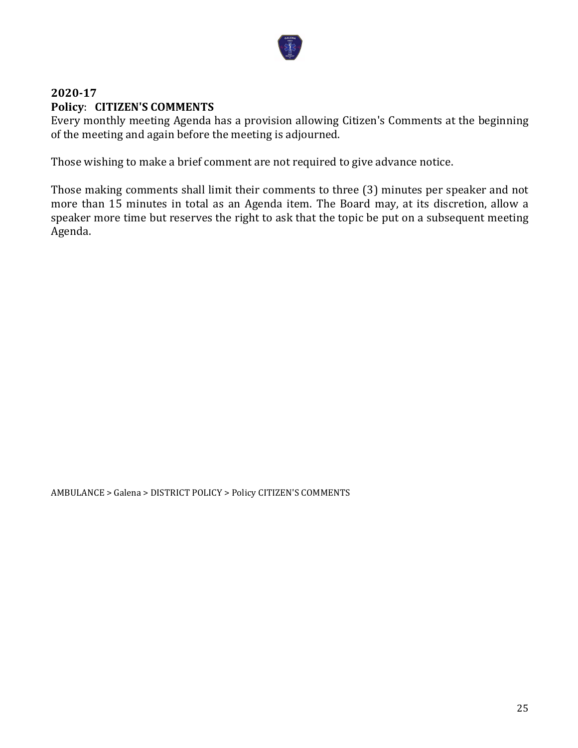**2020-17**
**Policy**: **CITIZEN'S COMMENTS**

Every monthly meeting Agenda has a provision allowing Citizen's Comments at the beginning of the meeting and again before the meeting is adjourned.

Those wishing to make a brief comment are not required to give advance notice.

Those making comments shall limit their comments to three (3) minutes per speaker and not more than 15 minutes in total as an Agenda item. The Board may, at its discretion, allow a speaker more time but reserves the right to ask that the topic be put on a subsequent meeting Agenda.

AMBULANCE > Galena > DISTRICT POLICY > Policy CITIZEN'S COMMENTS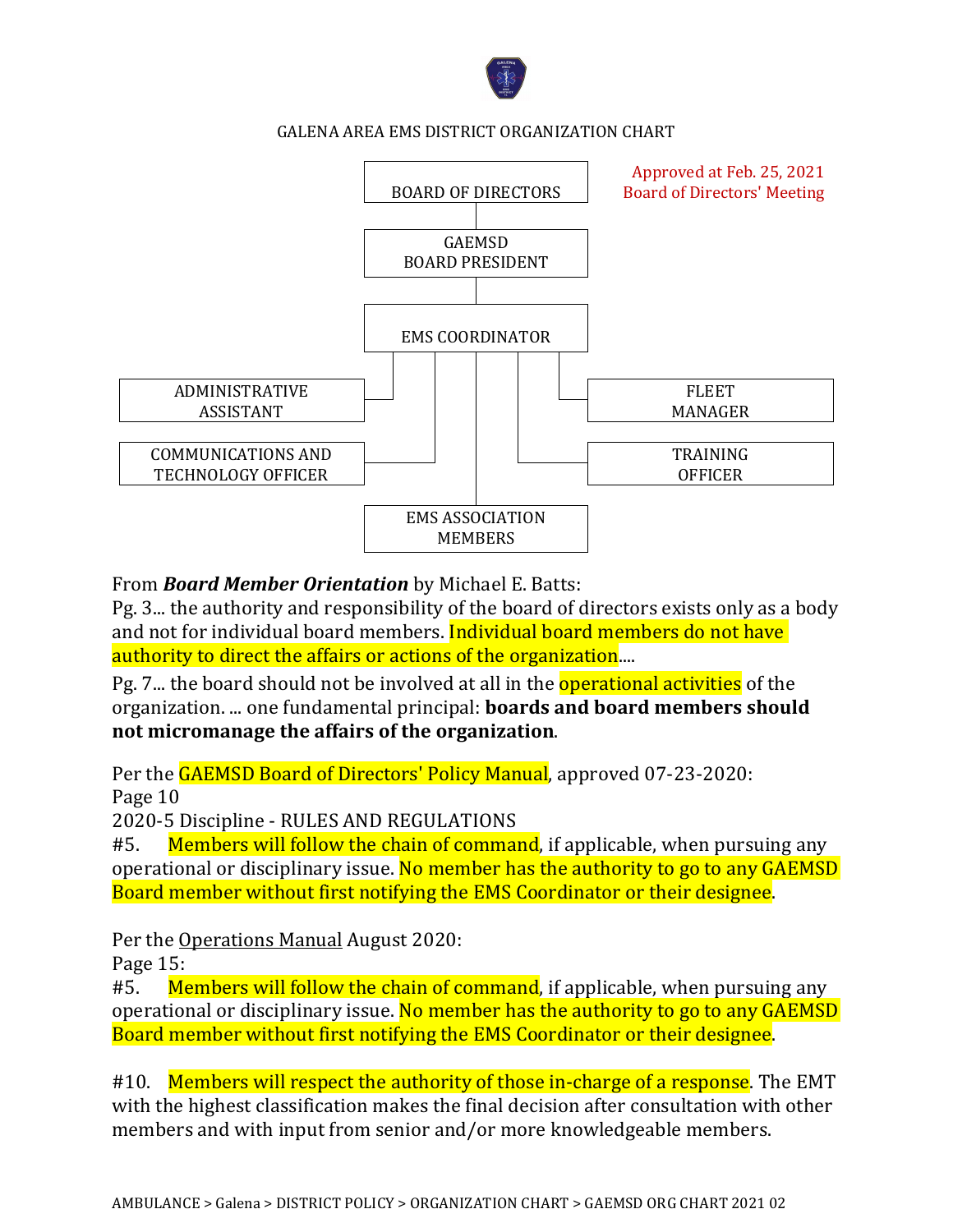GALENA AREA EMS DISTRICT ORGANIZATION CHART

Approved at Feb. 25, 2021 Board of Directors' Meeting

BOARD OF DIRECTORS

GAEMSD BOARD PRESIDENT

EMS COORDINATOR

ADMINISTRATIVE ASSISTANT

COMMUNICATIONS AND TECHNOLOGY OFFICER

FLEET MANAGER

TRAINING OFFICER

EMS ASSOCIATION MEMBERS

From ***Board Member Orientation*** by Michael E. Batts:
Pg. 3... the authority and responsibility of the board of directors exists only as a body and not for individual board members. Individual board members do not have authority to direct the affairs or actions of the organization....

Pg. 7... the board should not be involved at all in the operational activities of the organization. ... one fundamental principal: **boards and board members should not micromanage the affairs of the organization**.

Per the GAEMSD Board of Directors' Policy Manual, approved 07-23-2020:
Page 10
2020-5 Discipline - RULES AND REGULATIONS
#5. Members will follow the chain of command, if applicable, when pursuing any operational or disciplinary issue. No member has the authority to go to any GAEMSD Board member without first notifying the EMS Coordinator or their designee.

Per the Operations Manual August 2020:
Page 15:
#5. Members will follow the chain of command, if applicable, when pursuing any operational or disciplinary issue. No member has the authority to go to any GAEMSD Board member without first notifying the EMS Coordinator or their designee.

#10. Members will respect the authority of those in-charge of a response. The EMT with the highest classification makes the final decision after consultation with other members and with input from senior and/or more knowledgeable members.

AMBULANCE > Galena > DISTRICT POLICY > ORGANIZATION CHART > GAEMSD ORG CHART 2021 02